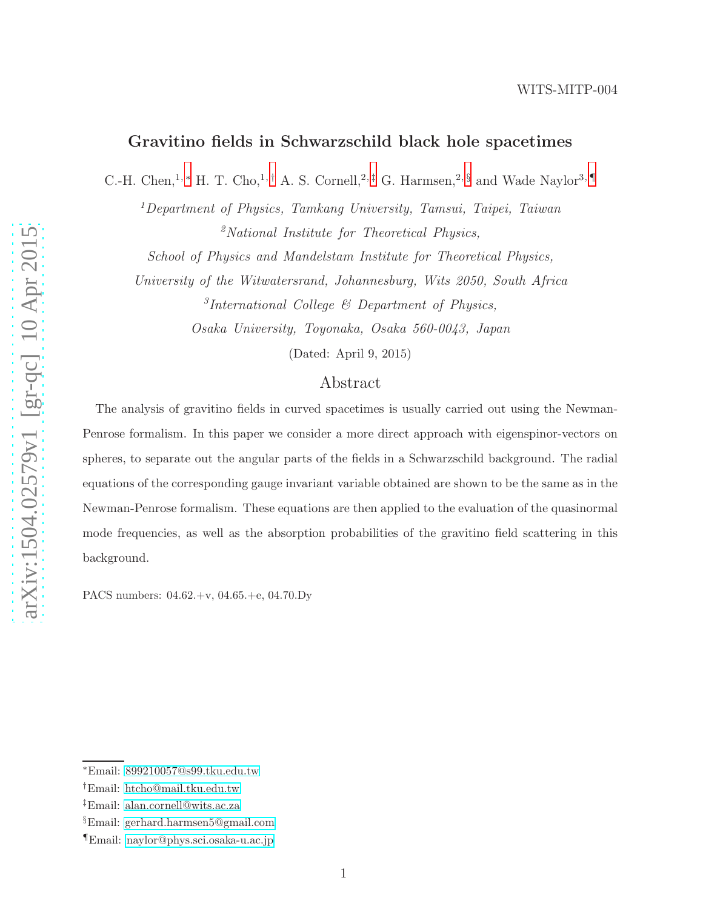WITS-MITP-004

# Gravitino fields in Schwarzschild black hole spacetimes

C.-H. Chen,[1,*] H. T. Cho,[1,†] A. S. Cornell,[2,‡] G. Harmsen,[2,§] and Wade Naylor[3,¶]

[1]*Department of Physics, Tamkang University, Tamsui, Taipei, Taiwan*

[2]*National Institute for Theoretical Physics,*

*School of Physics and Mandelstam Institute for Theoretical Physics,*

*University of the Witwatersrand, Johannesburg, Wits 2050, South Africa*

[3]*International College & Department of Physics,*

*Osaka University, Toyonaka, Osaka 560-0043, Japan*

(Dated: April 9, 2015)

## Abstract

The analysis of gravitino fields in curved spacetimes is usually carried out using the Newman-Penrose formalism. In this paper we consider a more direct approach with eigenspinor-vectors on spheres, to separate out the angular parts of the fields in a Schwarzschild background. The radial equations of the corresponding gauge invariant variable obtained are shown to be the same as in the Newman-Penrose formalism. These equations are then applied to the evaluation of the quasinormal mode frequencies, as well as the absorption probabilities of the gravitino field scattering in this background.

PACS numbers: 04.62.+v, 04.65.+e, 04.70.Dy

[*] Email: 899210057@s99.tku.edu.tw

[†] Email: htcho@mail.tku.edu.tw

[‡] Email: alan.cornell@wits.ac.za

[§] Email: gerhard.harmsen5@gmail.com

[¶] Email: naylor@phys.sci.osaka-u.ac.jp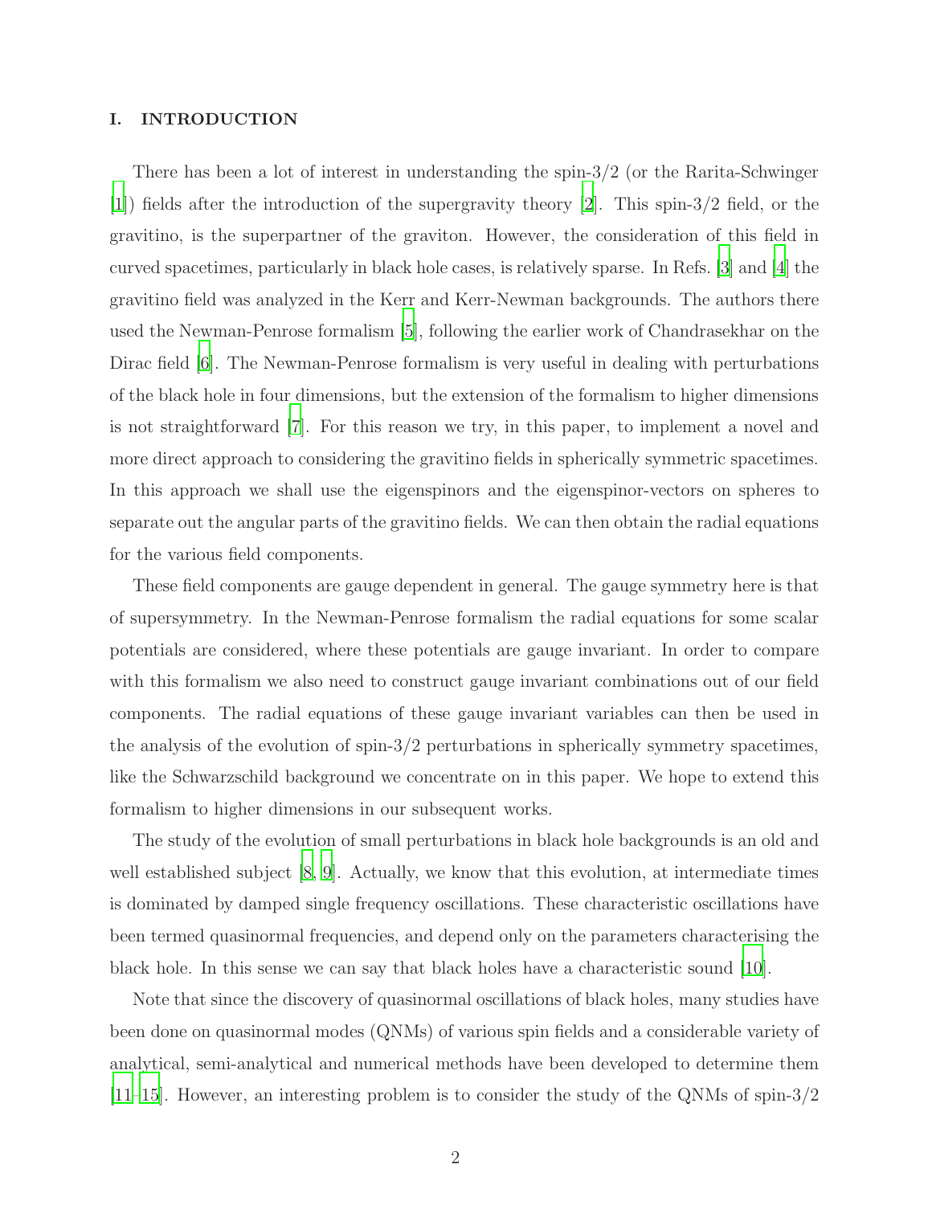## I. INTRODUCTION

There has been a lot of interest in understanding the spin-3/2 (or the Rarita-Schwinger [1]) fields after the introduction of the supergravity theory [2]. This spin-3/2 field, or the gravitino, is the superpartner of the graviton. However, the consideration of this field in curved spacetimes, particularly in black hole cases, is relatively sparse. In Refs. [3] and [4] the gravitino field was analyzed in the Kerr and Kerr-Newman backgrounds. The authors there used the Newman-Penrose formalism [5], following the earlier work of Chandrasekhar on the Dirac field [6]. The Newman-Penrose formalism is very useful in dealing with perturbations of the black hole in four dimensions, but the extension of the formalism to higher dimensions is not straightforward [7]. For this reason we try, in this paper, to implement a novel and more direct approach to considering the gravitino fields in spherically symmetric spacetimes. In this approach we shall use the eigenspinors and the eigenspinor-vectors on spheres to separate out the angular parts of the gravitino fields. We can then obtain the radial equations for the various field components.

These field components are gauge dependent in general. The gauge symmetry here is that of supersymmetry. In the Newman-Penrose formalism the radial equations for some scalar potentials are considered, where these potentials are gauge invariant. In order to compare with this formalism we also need to construct gauge invariant combinations out of our field components. The radial equations of these gauge invariant variables can then be used in the analysis of the evolution of spin-3/2 perturbations in spherically symmetry spacetimes, like the Schwarzschild background we concentrate on in this paper. We hope to extend this formalism to higher dimensions in our subsequent works.

The study of the evolution of small perturbations in black hole backgrounds is an old and well established subject [8, 9]. Actually, we know that this evolution, at intermediate times is dominated by damped single frequency oscillations. These characteristic oscillations have been termed quasinormal frequencies, and depend only on the parameters characterising the black hole. In this sense we can say that black holes have a characteristic sound [10].

Note that since the discovery of quasinormal oscillations of black holes, many studies have been done on quasinormal modes (QNMs) of various spin fields and a considerable variety of analytical, semi-analytical and numerical methods have been developed to determine them [11–15]. However, an interesting problem is to consider the study of the QNMs of spin-3/2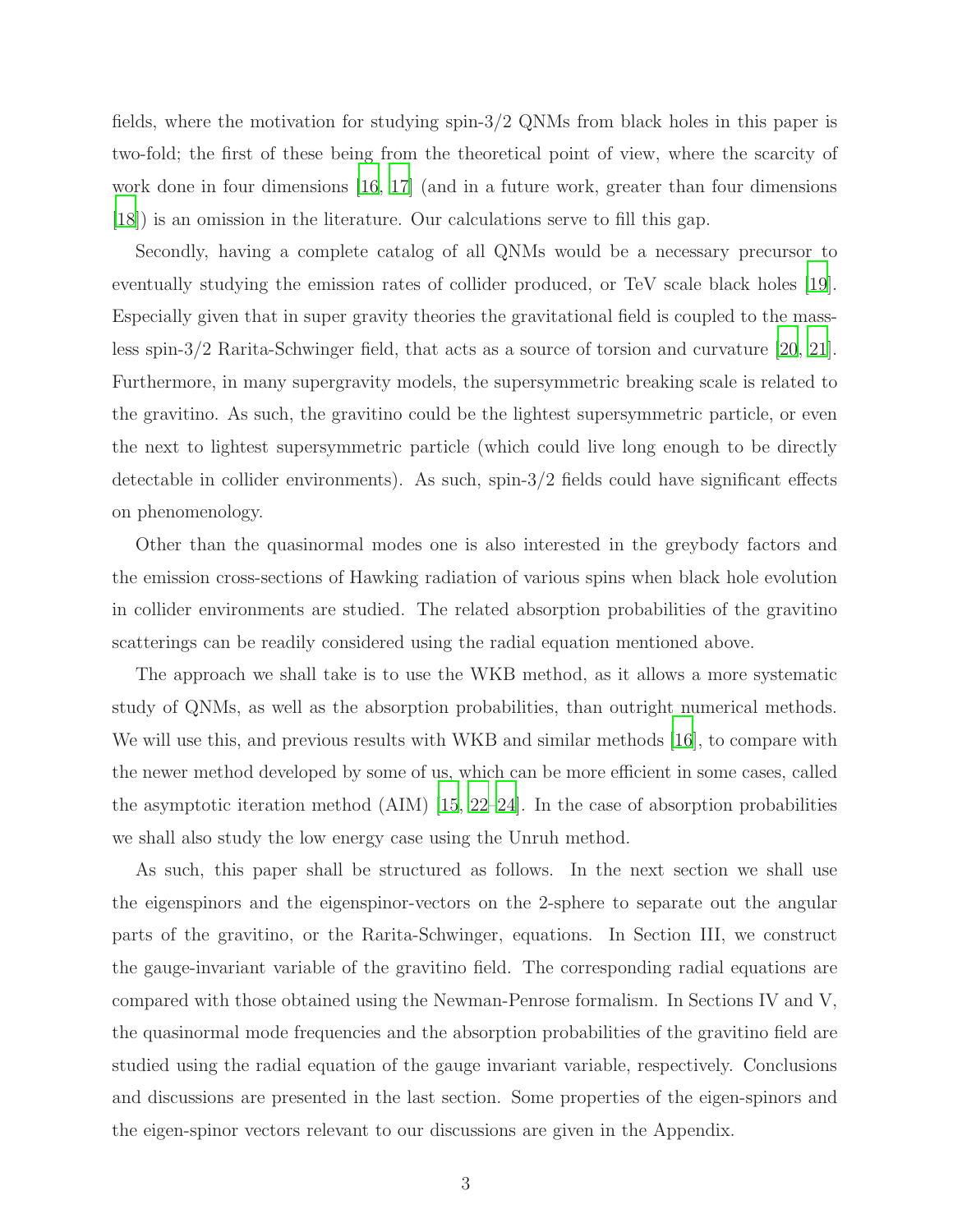fields, where the motivation for studying spin-3/2 QNMs from black holes in this paper is two-fold; the first of these being from the theoretical point of view, where the scarcity of work done in four dimensions [16, 17] (and in a future work, greater than four dimensions [18]) is an omission in the literature. Our calculations serve to fill this gap.

Secondly, having a complete catalog of all QNMs would be a necessary precursor to eventually studying the emission rates of collider produced, or TeV scale black holes [19]. Especially given that in super gravity theories the gravitational field is coupled to the massless spin-3/2 Rarita-Schwinger field, that acts as a source of torsion and curvature [20, 21]. Furthermore, in many supergravity models, the supersymmetric breaking scale is related to the gravitino. As such, the gravitino could be the lightest supersymmetric particle, or even the next to lightest supersymmetric particle (which could live long enough to be directly detectable in collider environments). As such, spin-3/2 fields could have significant effects on phenomenology.

Other than the quasinormal modes one is also interested in the greybody factors and the emission cross-sections of Hawking radiation of various spins when black hole evolution in collider environments are studied. The related absorption probabilities of the gravitino scatterings can be readily considered using the radial equation mentioned above.

The approach we shall take is to use the WKB method, as it allows a more systematic study of QNMs, as well as the absorption probabilities, than outright numerical methods. We will use this, and previous results with WKB and similar methods [16], to compare with the newer method developed by some of us, which can be more efficient in some cases, called the asymptotic iteration method (AIM) [15, 22–24]. In the case of absorption probabilities we shall also study the low energy case using the Unruh method.

As such, this paper shall be structured as follows. In the next section we shall use the eigenspinors and the eigenspinor-vectors on the 2-sphere to separate out the angular parts of the gravitino, or the Rarita-Schwinger, equations. In Section III, we construct the gauge-invariant variable of the gravitino field. The corresponding radial equations are compared with those obtained using the Newman-Penrose formalism. In Sections IV and V, the quasinormal mode frequencies and the absorption probabilities of the gravitino field are studied using the radial equation of the gauge invariant variable, respectively. Conclusions and discussions are presented in the last section. Some properties of the eigen-spinors and the eigen-spinor vectors relevant to our discussions are given in the Appendix.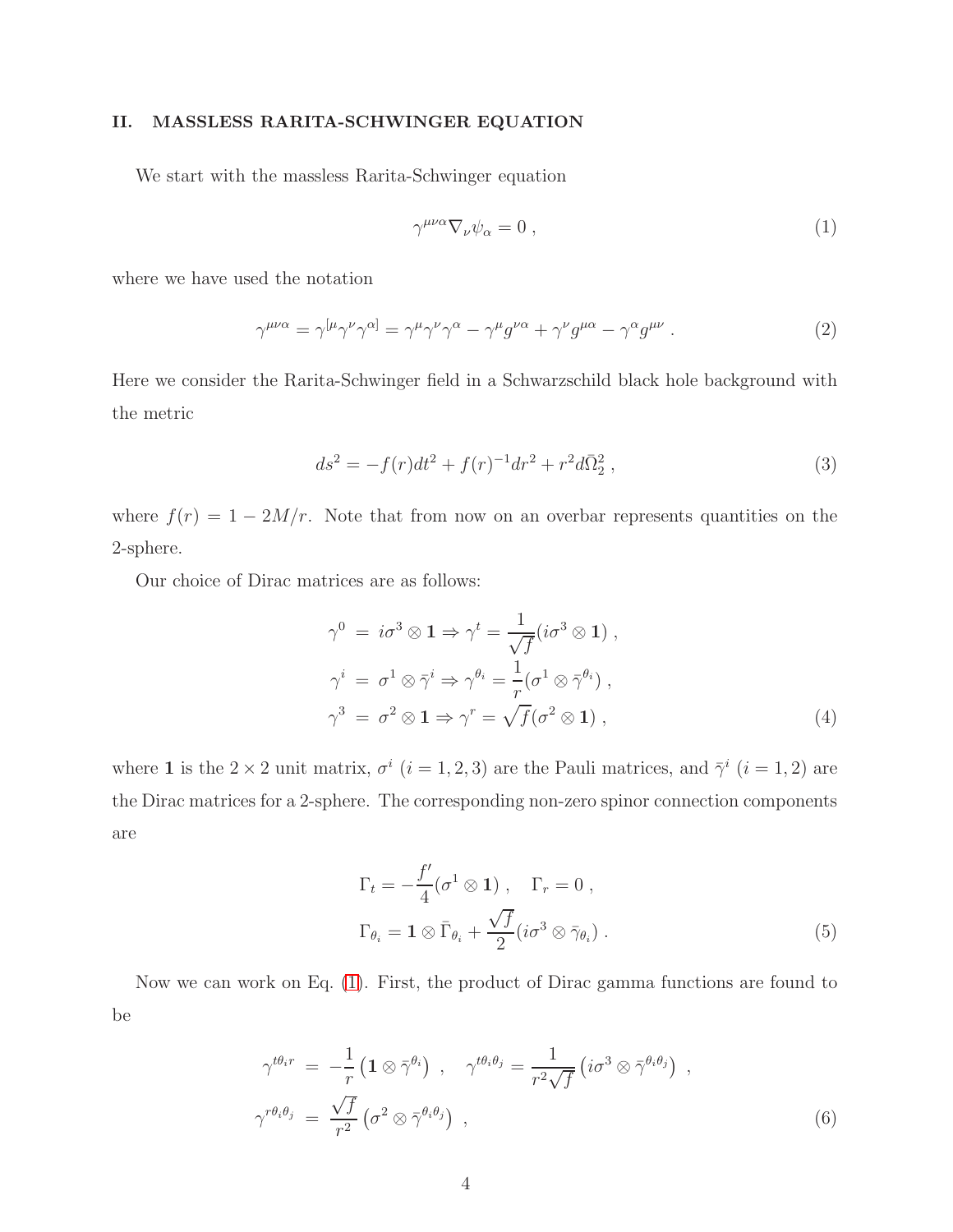## II. MASSLESS RARITA-SCHWINGER EQUATION

We start with the massless Rarita-Schwinger equation

$$\gamma^{\mu\nu\alpha}\nabla_\nu\psi_\alpha = 0 \, , \tag{1}$$

where we have used the notation

$$\gamma^{\mu\nu\alpha} = \gamma^{[\mu}\gamma^{\nu}\gamma^{\alpha]} = \gamma^\mu\gamma^\nu\gamma^\alpha - \gamma^\mu g^{\nu\alpha} + \gamma^\nu g^{\mu\alpha} - \gamma^\alpha g^{\mu\nu} \, . \tag{2}$$

Here we consider the Rarita-Schwinger field in a Schwarzschild black hole background with the metric

$$ds^2 = -f(r)dt^2 + f(r)^{-1}dr^2 + r^2 d\bar{\Omega}_2^2 \, , \tag{3}$$

where $f(r) = 1 - 2M/r$. Note that from now on an overbar represents quantities on the 2-sphere.

Our choice of Dirac matrices are as follows:

$$\begin{aligned}
\gamma^0 &= i\sigma^3 \otimes \mathbf{1} \Rightarrow \gamma^t = \frac{1}{\sqrt{f}}(i\sigma^3 \otimes \mathbf{1}) \, , \\
\gamma^i &= \sigma^1 \otimes \bar{\gamma}^i \Rightarrow \gamma^{\theta_i} = \frac{1}{r}(\sigma^1 \otimes \bar{\gamma}^{\theta_i}) \, , \\
\gamma^3 &= \sigma^2 \otimes \mathbf{1} \Rightarrow \gamma^r = \sqrt{f}(\sigma^2 \otimes \mathbf{1}) \, ,
\end{aligned} \tag{4}$$

where $\mathbf{1}$ is the $2 \times 2$ unit matrix, $\sigma^i$ $(i = 1, 2, 3)$ are the Pauli matrices, and $\bar{\gamma}^i$ $(i = 1, 2)$ are the Dirac matrices for a 2-sphere. The corresponding non-zero spinor connection components are

$$\begin{aligned}
&\Gamma_t = -\frac{f'}{4}(\sigma^1 \otimes \mathbf{1}) \, , \quad \Gamma_r = 0 \, , \\
&\Gamma_{\theta_i} = \mathbf{1} \otimes \bar{\Gamma}_{\theta_i} + \frac{\sqrt{f}}{2}(i\sigma^3 \otimes \bar{\gamma}_{\theta_i}) \, .
\end{aligned} \tag{5}$$

Now we can work on Eq. (1). First, the product of Dirac gamma functions are found to be

$$\begin{aligned}
\gamma^{t\theta_i r} &= -\frac{1}{r}\left(\mathbf{1} \otimes \bar{\gamma}^{\theta_i}\right) \, , \quad \gamma^{t\theta_i\theta_j} = \frac{1}{r^2\sqrt{f}}\left(i\sigma^3 \otimes \bar{\gamma}^{\theta_i\theta_j}\right) \, , \\
\gamma^{r\theta_i\theta_j} &= \frac{\sqrt{f}}{r^2}\left(\sigma^2 \otimes \bar{\gamma}^{\theta_i\theta_j}\right) \, ,
\end{aligned} \tag{6}$$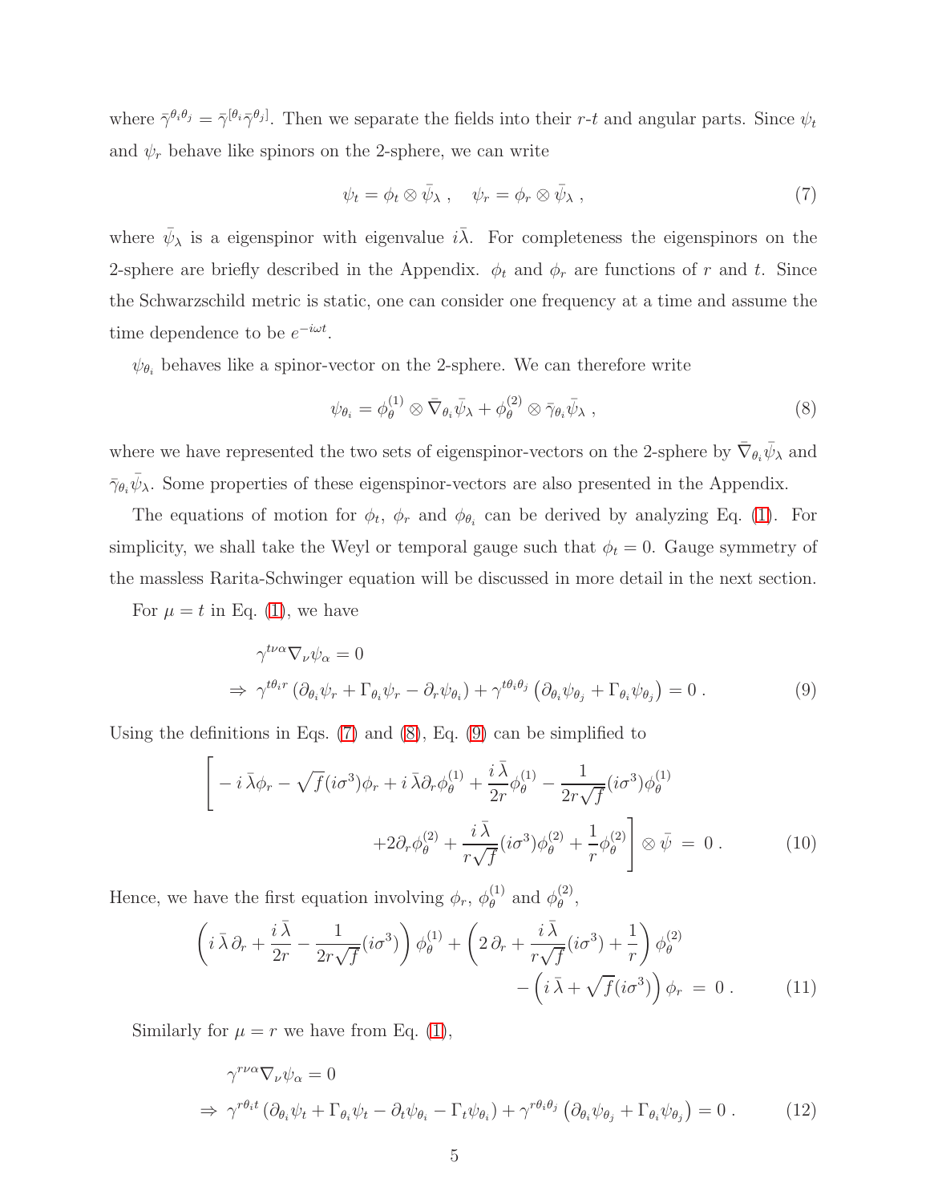where $\bar{\gamma}^{\theta_i\theta_j} = \bar{\gamma}^{[\theta_i}\bar{\gamma}^{\theta_j]}$. Then we separate the fields into their $r$-$t$ and angular parts. Since $\psi_t$ and $\psi_r$ behave like spinors on the 2-sphere, we can write

$$\psi_t = \phi_t \otimes \bar{\psi}_\lambda \;, \quad \psi_r = \phi_r \otimes \bar{\psi}_\lambda \;, \tag{7}$$

where $\bar{\psi}_\lambda$ is a eigenspinor with eigenvalue $i\bar{\lambda}$. For completeness the eigenspinors on the 2-sphere are briefly described in the Appendix. $\phi_t$ and $\phi_r$ are functions of $r$ and $t$. Since the Schwarzschild metric is static, one can consider one frequency at a time and assume the time dependence to be $e^{-i\omega t}$.

$\psi_{\theta_i}$ behaves like a spinor-vector on the 2-sphere. We can therefore write

$$\psi_{\theta_i} = \phi_\theta^{(1)} \otimes \bar{\nabla}_{\theta_i}\bar{\psi}_\lambda + \phi_\theta^{(2)} \otimes \bar{\gamma}_{\theta_i}\bar{\psi}_\lambda \;, \tag{8}$$

where we have represented the two sets of eigenspinor-vectors on the 2-sphere by $\bar{\nabla}_{\theta_i}\bar{\psi}_\lambda$ and $\bar{\gamma}_{\theta_i}\bar{\psi}_\lambda$. Some properties of these eigenspinor-vectors are also presented in the Appendix.

The equations of motion for $\phi_t$, $\phi_r$ and $\phi_{\theta_i}$ can be derived by analyzing Eq. (1). For simplicity, we shall take the Weyl or temporal gauge such that $\phi_t = 0$. Gauge symmetry of the massless Rarita-Schwinger equation will be discussed in more detail in the next section.

For $\mu = t$ in Eq. (1), we have

$$\begin{aligned}
&\gamma^{t\nu\alpha}\nabla_\nu\psi_\alpha = 0 \\
\Rightarrow\;& \gamma^{t\theta_i r}\left(\partial_{\theta_i}\psi_r + \Gamma_{\theta_i}\psi_r - \partial_r\psi_{\theta_i}\right) + \gamma^{t\theta_i\theta_j}\left(\partial_{\theta_i}\psi_{\theta_j} + \Gamma_{\theta_i}\psi_{\theta_j}\right) = 0 \;.
\end{aligned} \tag{9}$$

Using the definitions in Eqs. (7) and (8), Eq. (9) can be simplified to

$$\begin{aligned}
\Bigg[ &- i\,\bar{\lambda}\phi_r - \sqrt{f}(i\sigma^3)\phi_r + i\,\bar{\lambda}\partial_r\phi_\theta^{(1)} + \frac{i\,\bar{\lambda}}{2r}\phi_\theta^{(1)} - \frac{1}{2r\sqrt{f}}(i\sigma^3)\phi_\theta^{(1)} \\
&\qquad + 2\partial_r\phi_\theta^{(2)} + \frac{i\,\bar{\lambda}}{r\sqrt{f}}(i\sigma^3)\phi_\theta^{(2)} + \frac{1}{r}\phi_\theta^{(2)}\Bigg] \otimes \bar{\psi} \;=\; 0 \;.
\end{aligned} \tag{10}$$

Hence, we have the first equation involving $\phi_r$, $\phi_\theta^{(1)}$ and $\phi_\theta^{(2)}$,

$$\begin{aligned}
\left(i\,\bar{\lambda}\,\partial_r + \frac{i\,\bar{\lambda}}{2r} - \frac{1}{2r\sqrt{f}}(i\sigma^3)\right)\phi_\theta^{(1)} + \left(2\,\partial_r + \frac{i\,\bar{\lambda}}{r\sqrt{f}}(i\sigma^3) + \frac{1}{r}\right)\phi_\theta^{(2)} \\
- \left(i\,\bar{\lambda} + \sqrt{f}(i\sigma^3)\right)\phi_r \;=\; 0 \;.
\end{aligned} \tag{11}$$

Similarly for $\mu = r$ we have from Eq. (1),

$$\begin{aligned}
&\gamma^{r\nu\alpha}\nabla_\nu\psi_\alpha = 0 \\
\Rightarrow\;& \gamma^{r\theta_i t}\left(\partial_{\theta_i}\psi_t + \Gamma_{\theta_i}\psi_t - \partial_t\psi_{\theta_i} - \Gamma_t\psi_{\theta_i}\right) + \gamma^{r\theta_i\theta_j}\left(\partial_{\theta_i}\psi_{\theta_j} + \Gamma_{\theta_i}\psi_{\theta_j}\right) = 0 \;.
\end{aligned} \tag{12}$$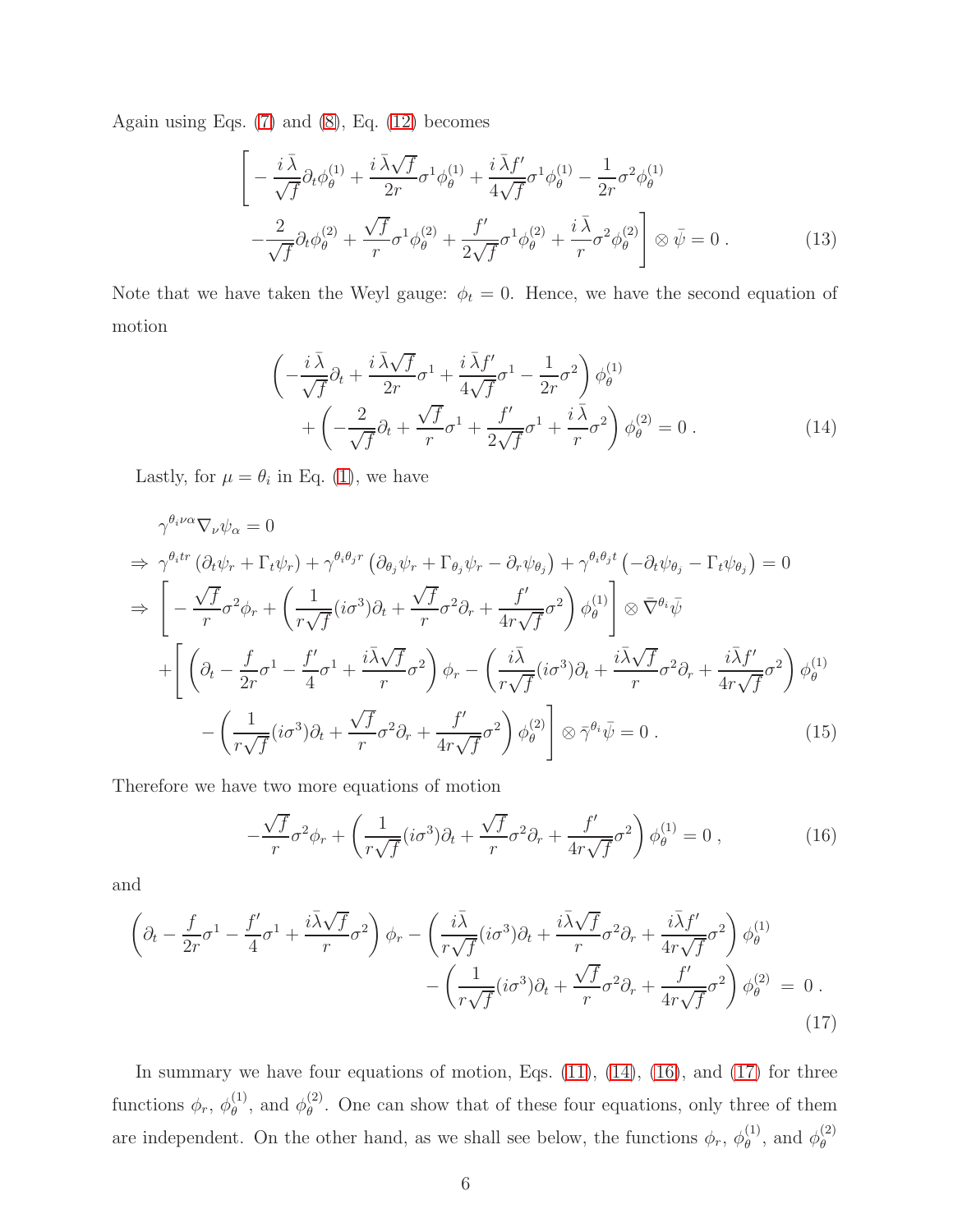Again using Eqs. (7) and (8), Eq. (12) becomes

$$\left[ -\frac{i\,\bar{\lambda}}{\sqrt{f}}\partial_t\phi_\theta^{(1)} + \frac{i\,\bar{\lambda}\sqrt{f}}{2r}\sigma^1\phi_\theta^{(1)} + \frac{i\,\bar{\lambda}f'}{4\sqrt{f}}\sigma^1\phi_\theta^{(1)} - \frac{1}{2r}\sigma^2\phi_\theta^{(1)} \right.$$
$$\left. -\frac{2}{\sqrt{f}}\partial_t\phi_\theta^{(2)} + \frac{\sqrt{f}}{r}\sigma^1\phi_\theta^{(2)} + \frac{f'}{2\sqrt{f}}\sigma^1\phi_\theta^{(2)} + \frac{i\,\bar{\lambda}}{r}\sigma^2\phi_\theta^{(2)}\right] \otimes \bar{\psi} = 0\,. \tag{13}$$

Note that we have taken the Weyl gauge: $\phi_t = 0$. Hence, we have the second equation of motion

$$\left( -\frac{i\,\bar{\lambda}}{\sqrt{f}}\partial_t + \frac{i\,\bar{\lambda}\sqrt{f}}{2r}\sigma^1 + \frac{i\,\bar{\lambda}f'}{4\sqrt{f}}\sigma^1 - \frac{1}{2r}\sigma^2 \right)\phi_\theta^{(1)}$$
$$+\left( -\frac{2}{\sqrt{f}}\partial_t + \frac{\sqrt{f}}{r}\sigma^1 + \frac{f'}{2\sqrt{f}}\sigma^1 + \frac{i\,\bar{\lambda}}{r}\sigma^2 \right)\phi_\theta^{(2)} = 0\,. \tag{14}$$

Lastly, for $\mu = \theta_i$ in Eq. (1), we have

$$\gamma^{\theta_i\nu\alpha}\nabla_\nu\psi_\alpha = 0$$
$$\Rightarrow\ \gamma^{\theta_i tr}\left(\partial_t\psi_r + \Gamma_t\psi_r\right) + \gamma^{\theta_i\theta_j r}\left(\partial_{\theta_j}\psi_r + \Gamma_{\theta_j}\psi_r - \partial_r\psi_{\theta_j}\right) + \gamma^{\theta_i\theta_j t}\left(-\partial_t\psi_{\theta_j} - \Gamma_t\psi_{\theta_j}\right) = 0$$
$$\Rightarrow\ \left[ -\frac{\sqrt{f}}{r}\sigma^2\phi_r + \left(\frac{1}{r\sqrt{f}}(i\sigma^3)\partial_t + \frac{\sqrt{f}}{r}\sigma^2\partial_r + \frac{f'}{4r\sqrt{f}}\sigma^2\right)\phi_\theta^{(1)}\right] \otimes \bar{\nabla}^{\theta_i}\bar{\psi}$$
$$+\left[ \left(\partial_t - \frac{f}{2r}\sigma^1 - \frac{f'}{4}\sigma^1 + \frac{i\bar{\lambda}\sqrt{f}}{r}\sigma^2\right)\phi_r - \left(\frac{i\bar{\lambda}}{r\sqrt{f}}(i\sigma^3)\partial_t + \frac{i\bar{\lambda}\sqrt{f}}{r}\sigma^2\partial_r + \frac{i\bar{\lambda}f'}{4r\sqrt{f}}\sigma^2\right)\phi_\theta^{(1)} \right.$$
$$\left. - \left(\frac{1}{r\sqrt{f}}(i\sigma^3)\partial_t + \frac{\sqrt{f}}{r}\sigma^2\partial_r + \frac{f'}{4r\sqrt{f}}\sigma^2\right)\phi_\theta^{(2)}\right] \otimes \bar{\gamma}^{\theta_i}\bar{\psi} = 0\,. \tag{15}$$

Therefore we have two more equations of motion

$$-\frac{\sqrt{f}}{r}\sigma^2\phi_r + \left(\frac{1}{r\sqrt{f}}(i\sigma^3)\partial_t + \frac{\sqrt{f}}{r}\sigma^2\partial_r + \frac{f'}{4r\sqrt{f}}\sigma^2\right)\phi_\theta^{(1)} = 0\,, \tag{16}$$

and

$$\left(\partial_t - \frac{f}{2r}\sigma^1 - \frac{f'}{4}\sigma^1 + \frac{i\bar{\lambda}\sqrt{f}}{r}\sigma^2\right)\phi_r - \left(\frac{i\bar{\lambda}}{r\sqrt{f}}(i\sigma^3)\partial_t + \frac{i\bar{\lambda}\sqrt{f}}{r}\sigma^2\partial_r + \frac{i\bar{\lambda}f'}{4r\sqrt{f}}\sigma^2\right)\phi_\theta^{(1)}$$
$$- \left(\frac{1}{r\sqrt{f}}(i\sigma^3)\partial_t + \frac{\sqrt{f}}{r}\sigma^2\partial_r + \frac{f'}{4r\sqrt{f}}\sigma^2\right)\phi_\theta^{(2)} = 0\,. \tag{17}$$

In summary we have four equations of motion, Eqs. (11), (14), (16), and (17) for three functions $\phi_r$, $\phi_\theta^{(1)}$, and $\phi_\theta^{(2)}$. One can show that of these four equations, only three of them are independent. On the other hand, as we shall see below, the functions $\phi_r$, $\phi_\theta^{(1)}$, and $\phi_\theta^{(2)}$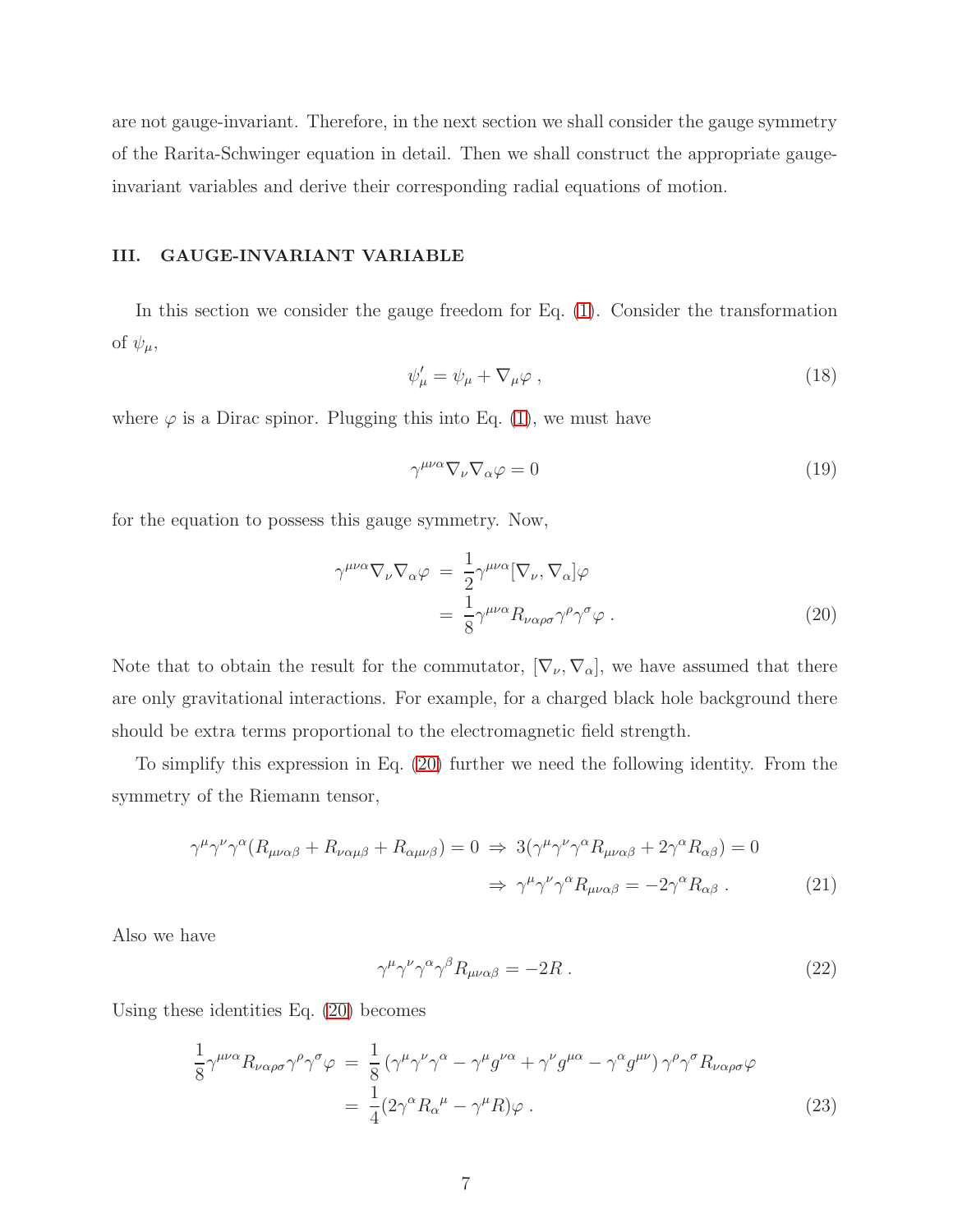are not gauge-invariant. Therefore, in the next section we shall consider the gauge symmetry of the Rarita-Schwinger equation in detail. Then we shall construct the appropriate gauge-invariant variables and derive their corresponding radial equations of motion.

## III. GAUGE-INVARIANT VARIABLE

In this section we consider the gauge freedom for Eq. (1). Consider the transformation of $\psi_\mu$,

$$\psi'_\mu = \psi_\mu + \nabla_\mu \varphi \ , \tag{18}$$

where $\varphi$ is a Dirac spinor. Plugging this into Eq. (1), we must have

$$\gamma^{\mu\nu\alpha}\nabla_\nu\nabla_\alpha\varphi = 0 \tag{19}$$

for the equation to possess this gauge symmetry. Now,

$$\begin{aligned}\gamma^{\mu\nu\alpha}\nabla_\nu\nabla_\alpha\varphi &= \frac{1}{2}\gamma^{\mu\nu\alpha}[\nabla_\nu, \nabla_\alpha]\varphi \\ &= \frac{1}{8}\gamma^{\mu\nu\alpha}R_{\nu\alpha\rho\sigma}\gamma^\rho\gamma^\sigma\varphi \ .\end{aligned} \tag{20}$$

Note that to obtain the result for the commutator, $[\nabla_\nu, \nabla_\alpha]$, we have assumed that there are only gravitational interactions. For example, for a charged black hole background there should be extra terms proportional to the electromagnetic field strength.

To simplify this expression in Eq. (20) further we need the following identity. From the symmetry of the Riemann tensor,

$$\begin{aligned}\gamma^\mu\gamma^\nu\gamma^\alpha(R_{\mu\nu\alpha\beta} + R_{\nu\alpha\mu\beta} + R_{\alpha\mu\nu\beta}) = 0 \ &\Rightarrow \ 3(\gamma^\mu\gamma^\nu\gamma^\alpha R_{\mu\nu\alpha\beta} + 2\gamma^\alpha R_{\alpha\beta}) = 0 \\ &\Rightarrow \ \gamma^\mu\gamma^\nu\gamma^\alpha R_{\mu\nu\alpha\beta} = -2\gamma^\alpha R_{\alpha\beta} \ .\end{aligned} \tag{21}$$

Also we have

$$\gamma^\mu\gamma^\nu\gamma^\alpha\gamma^\beta R_{\mu\nu\alpha\beta} = -2R \ . \tag{22}$$

Using these identities Eq. (20) becomes

$$\begin{aligned}\frac{1}{8}\gamma^{\mu\nu\alpha}R_{\nu\alpha\rho\sigma}\gamma^\rho\gamma^\sigma\varphi &= \frac{1}{8}\left(\gamma^\mu\gamma^\nu\gamma^\alpha - \gamma^\mu g^{\nu\alpha} + \gamma^\nu g^{\mu\alpha} - \gamma^\alpha g^{\mu\nu}\right)\gamma^\rho\gamma^\sigma R_{\nu\alpha\rho\sigma}\varphi \\ &= \frac{1}{4}(2\gamma^\alpha R_\alpha{}^\mu - \gamma^\mu R)\varphi \ .\end{aligned} \tag{23}$$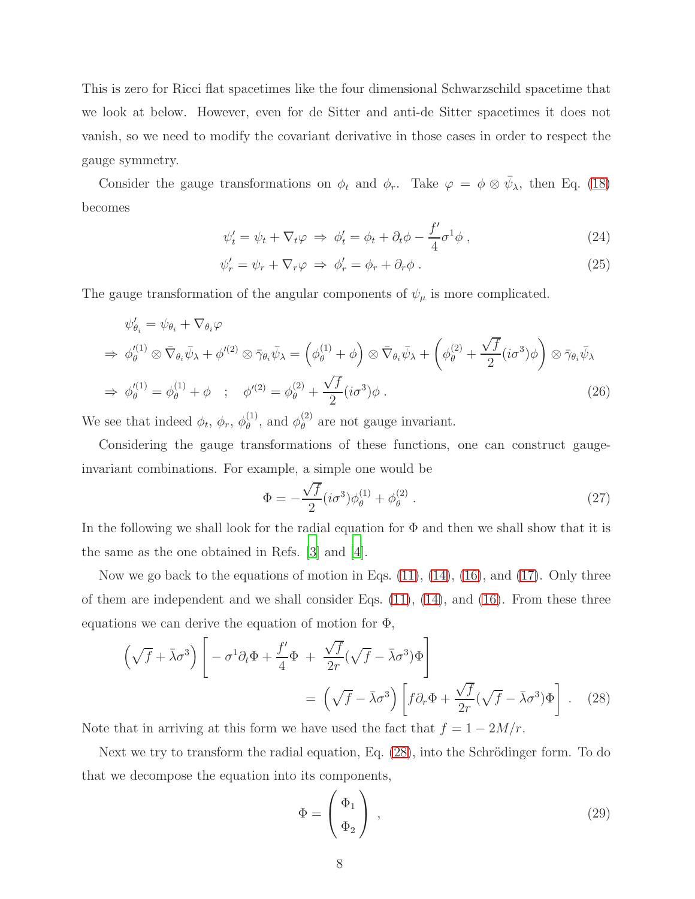This is zero for Ricci flat spacetimes like the four dimensional Schwarzschild spacetime that we look at below. However, even for de Sitter and anti-de Sitter spacetimes it does not vanish, so we need to modify the covariant derivative in those cases in order to respect the gauge symmetry.

Consider the gauge transformations on $\phi_t$ and $\phi_r$. Take $\varphi = \phi \otimes \bar{\psi}_\lambda$, then Eq. (18) becomes

$$\psi_t' = \psi_t + \nabla_t \varphi \;\Rightarrow\; \phi_t' = \phi_t + \partial_t \phi - \frac{f'}{4}\sigma^1 \phi \,, \tag{24}$$

$$\psi_r' = \psi_r + \nabla_r \varphi \;\Rightarrow\; \phi_r' = \phi_r + \partial_r \phi \,. \tag{25}$$

The gauge transformation of the angular components of $\psi_\mu$ is more complicated.

$$\begin{aligned}
&\psi_{\theta_i}' = \psi_{\theta_i} + \nabla_{\theta_i}\varphi \\
\Rightarrow\;& \phi_\theta'^{(1)} \otimes \bar{\nabla}_{\theta_i}\bar{\psi}_\lambda + \phi'^{(2)} \otimes \bar{\gamma}_{\theta_i}\bar{\psi}_\lambda = \left(\phi_\theta^{(1)} + \phi\right) \otimes \bar{\nabla}_{\theta_i}\bar{\psi}_\lambda + \left(\phi_\theta^{(2)} + \frac{\sqrt{f}}{2}(i\sigma^3)\phi\right) \otimes \bar{\gamma}_{\theta_i}\bar{\psi}_\lambda \\
\Rightarrow\;& \phi_\theta'^{(1)} = \phi_\theta^{(1)} + \phi \quad ; \quad \phi'^{(2)} = \phi_\theta^{(2)} + \frac{\sqrt{f}}{2}(i\sigma^3)\phi \,.
\end{aligned} \tag{26}$$

We see that indeed $\phi_t$, $\phi_r$, $\phi_\theta^{(1)}$, and $\phi_\theta^{(2)}$ are not gauge invariant.

Considering the gauge transformations of these functions, one can construct gauge-invariant combinations. For example, a simple one would be

$$\Phi = -\frac{\sqrt{f}}{2}(i\sigma^3)\phi_\theta^{(1)} + \phi_\theta^{(2)} \,. \tag{27}$$

In the following we shall look for the radial equation for $\Phi$ and then we shall show that it is the same as the one obtained in Refs. [3] and [4].

Now we go back to the equations of motion in Eqs. (11), (14), (16), and (17). Only three of them are independent and we shall consider Eqs. (11), (14), and (16). From these three equations we can derive the equation of motion for $\Phi$,

$$\begin{aligned}
\left(\sqrt{f} + \bar{\lambda}\sigma^3\right)&\left[-\sigma^1\partial_t\Phi + \frac{f'}{4}\Phi \;+\; \frac{\sqrt{f}}{2r}(\sqrt{f} - \bar{\lambda}\sigma^3)\Phi\right] \\
&= \left(\sqrt{f} - \bar{\lambda}\sigma^3\right)\left[f\partial_r\Phi + \frac{\sqrt{f}}{2r}(\sqrt{f} - \bar{\lambda}\sigma^3)\Phi\right] \,.
\end{aligned} \tag{28}$$

Note that in arriving at this form we have used the fact that $f = 1 - 2M/r$.

Next we try to transform the radial equation, Eq. (28), into the Schrödinger form. To do that we decompose the equation into its components,

$$\Phi = \begin{pmatrix} \Phi_1 \\ \Phi_2 \end{pmatrix} \,, \tag{29}$$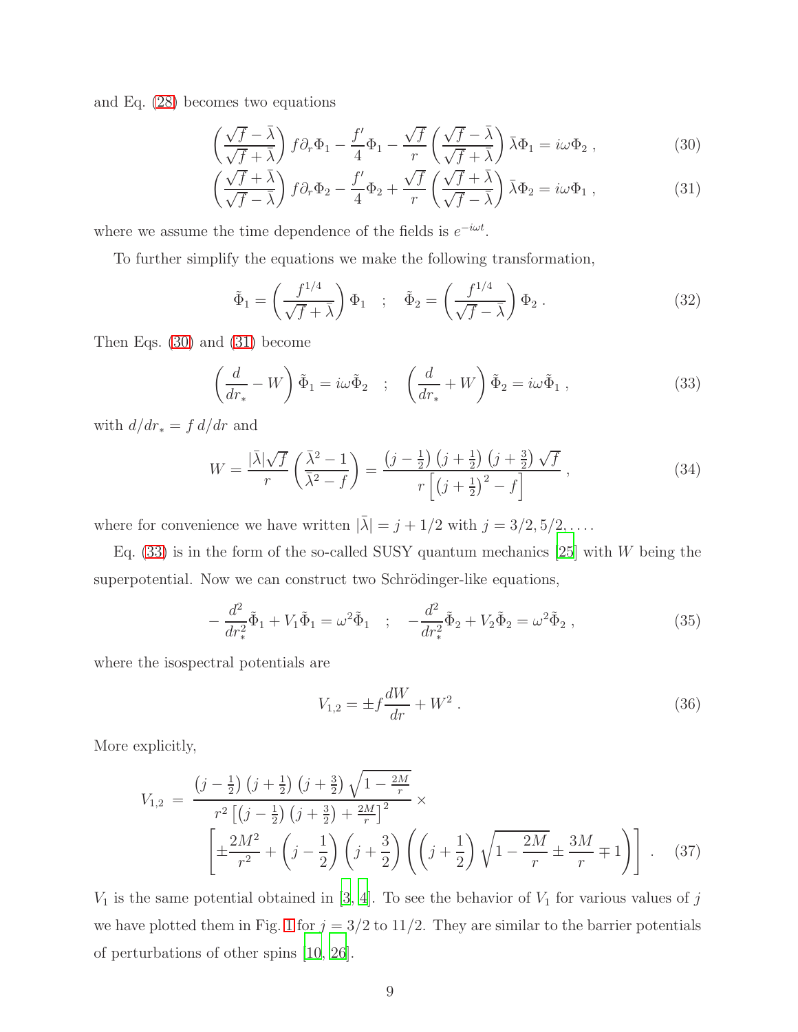and Eq. (28) becomes two equations

$$\left(\frac{\sqrt{f}-\bar{\lambda}}{\sqrt{f}+\bar{\lambda}}\right) f\partial_r\Phi_1 - \frac{f'}{4}\Phi_1 - \frac{\sqrt{f}}{r}\left(\frac{\sqrt{f}-\bar{\lambda}}{\sqrt{f}+\bar{\lambda}}\right)\bar{\lambda}\Phi_1 = i\omega\Phi_2 \, , \tag{30}$$

$$\left(\frac{\sqrt{f}+\bar{\lambda}}{\sqrt{f}-\bar{\lambda}}\right) f\partial_r\Phi_2 - \frac{f'}{4}\Phi_2 + \frac{\sqrt{f}}{r}\left(\frac{\sqrt{f}+\bar{\lambda}}{\sqrt{f}-\bar{\lambda}}\right)\bar{\lambda}\Phi_2 = i\omega\Phi_1 \, , \tag{31}$$

where we assume the time dependence of the fields is $e^{-i\omega t}$.

To further simplify the equations we make the following transformation,

$$\tilde{\Phi}_1 = \left(\frac{f^{1/4}}{\sqrt{f}+\bar{\lambda}}\right)\Phi_1 \quad ; \quad \tilde{\Phi}_2 = \left(\frac{f^{1/4}}{\sqrt{f}-\bar{\lambda}}\right)\Phi_2 \, . \tag{32}$$

Then Eqs. (30) and (31) become

$$\left(\frac{d}{dr_*} - W\right)\tilde{\Phi}_1 = i\omega\tilde{\Phi}_2 \quad ; \quad \left(\frac{d}{dr_*} + W\right)\tilde{\Phi}_2 = i\omega\tilde{\Phi}_1 \, , \tag{33}$$

with $d/dr_* = f\, d/dr$ and

$$W = \frac{|\bar{\lambda}|\sqrt{f}}{r}\left(\frac{\bar{\lambda}^2 - 1}{\bar{\lambda}^2 - f}\right) = \frac{\left(j-\frac{1}{2}\right)\left(j+\frac{1}{2}\right)\left(j+\frac{3}{2}\right)\sqrt{f}}{r\left[\left(j+\frac{1}{2}\right)^2 - f\right]} \, , \tag{34}$$

where for convenience we have written $|\bar{\lambda}| = j + 1/2$ with $j = 3/2, 5/2, \ldots$.

Eq. (33) is in the form of the so-called SUSY quantum mechanics [25] with $W$ being the superpotential. Now we can construct two Schrödinger-like equations,

$$-\frac{d^2}{dr_*^2}\tilde{\Phi}_1 + V_1\tilde{\Phi}_1 = \omega^2\tilde{\Phi}_1 \quad ; \quad -\frac{d^2}{dr_*^2}\tilde{\Phi}_2 + V_2\tilde{\Phi}_2 = \omega^2\tilde{\Phi}_2 \, , \tag{35}$$

where the isospectral potentials are

$$V_{1,2} = \pm f\frac{dW}{dr} + W^2 \, . \tag{36}$$

More explicitly,

$$V_{1,2} = \frac{\left(j-\frac{1}{2}\right)\left(j+\frac{1}{2}\right)\left(j+\frac{3}{2}\right)\sqrt{1-\frac{2M}{r}}}{r^2\left[\left(j-\frac{1}{2}\right)\left(j+\frac{3}{2}\right)+\frac{2M}{r}\right]^2} \times \left[\pm\frac{2M^2}{r^2} + \left(j-\frac{1}{2}\right)\left(j+\frac{3}{2}\right)\left(\left(j+\frac{1}{2}\right)\sqrt{1-\frac{2M}{r}} \pm \frac{3M}{r} \mp 1\right)\right] \, . \tag{37}$$

$V_1$ is the same potential obtained in [3, 4]. To see the behavior of $V_1$ for various values of $j$ we have plotted them in Fig. 1 for $j = 3/2$ to $11/2$. They are similar to the barrier potentials of perturbations of other spins [10, 26].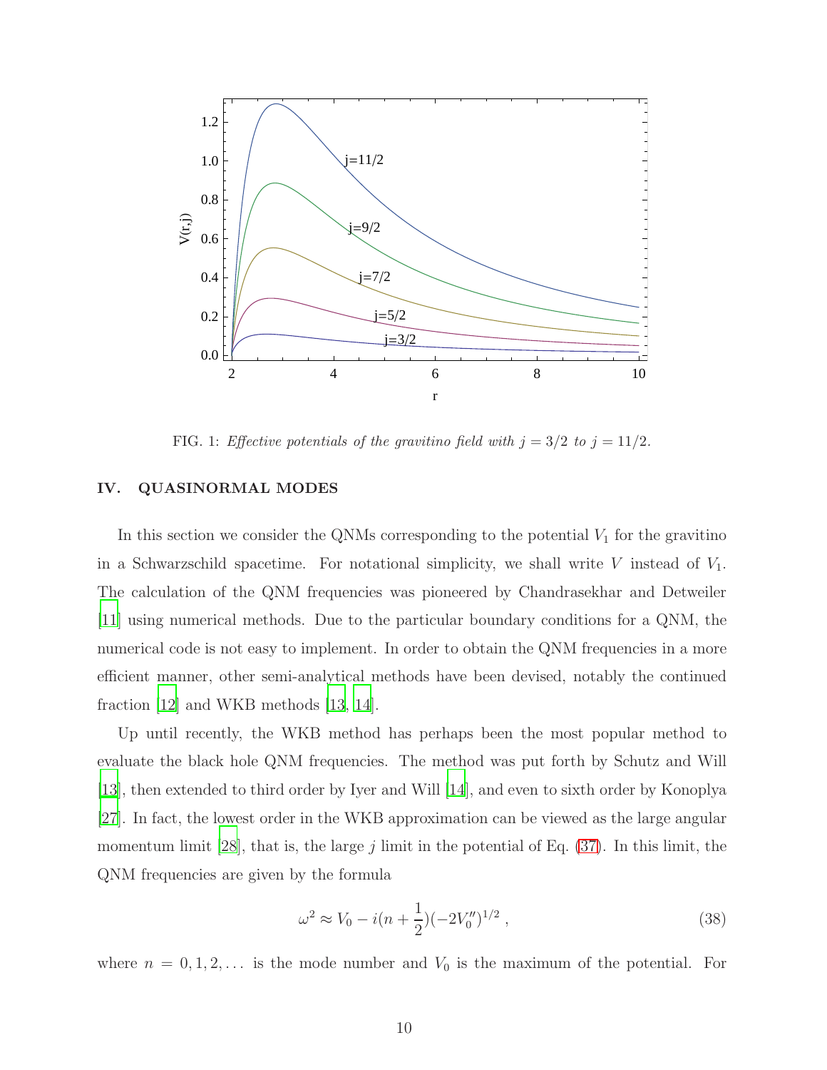FIG. 1: *Effective potentials of the gravitino field with $j = 3/2$ to $j = 11/2$.*

## IV. QUASINORMAL MODES

In this section we consider the QNMs corresponding to the potential $V_1$ for the gravitino in a Schwarzschild spacetime. For notational simplicity, we shall write $V$ instead of $V_1$. The calculation of the QNM frequencies was pioneered by Chandrasekhar and Detweiler [11] using numerical methods. Due to the particular boundary conditions for a QNM, the numerical code is not easy to implement. In order to obtain the QNM frequencies in a more efficient manner, other semi-analytical methods have been devised, notably the continued fraction [12] and WKB methods [13, 14].

Up until recently, the WKB method has perhaps been the most popular method to evaluate the black hole QNM frequencies. The method was put forth by Schutz and Will [13], then extended to third order by Iyer and Will [14], and even to sixth order by Konoplya [27]. In fact, the lowest order in the WKB approximation can be viewed as the large angular momentum limit [28], that is, the large $j$ limit in the potential of Eq. (37). In this limit, the QNM frequencies are given by the formula

$$\omega^2 \approx V_0 - i(n + \frac{1}{2})(-2V_0'')^{1/2} , \tag{38}$$

where $n = 0, 1, 2, \ldots$ is the mode number and $V_0$ is the maximum of the potential. For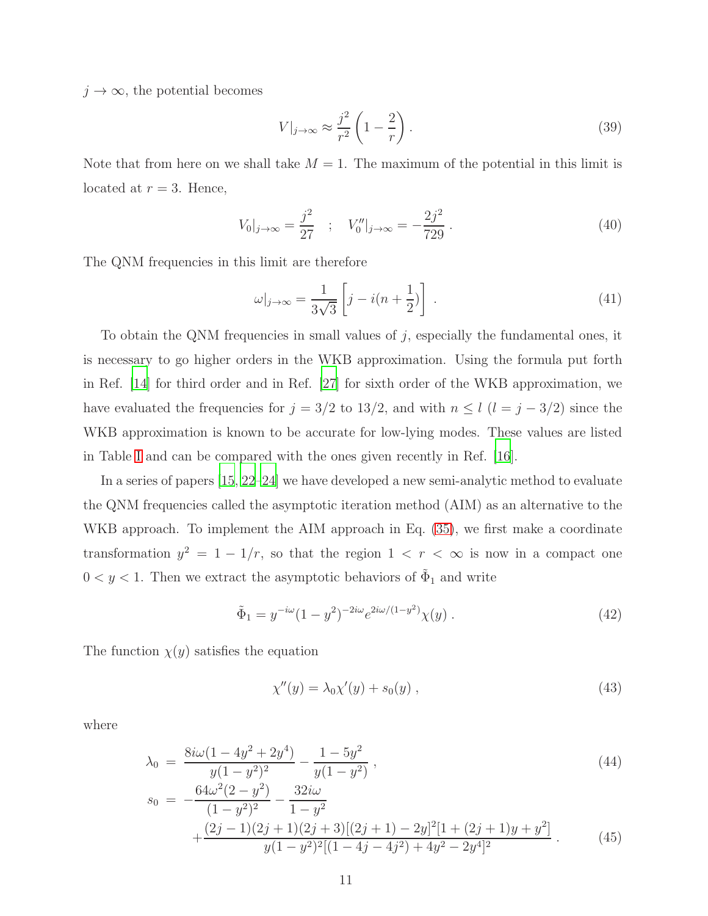$j \to \infty$, the potential becomes

$$V|_{j\to\infty} \approx \frac{j^2}{r^2}\left(1 - \frac{2}{r}\right). \tag{39}$$

Note that from here on we shall take $M = 1$. The maximum of the potential in this limit is located at $r = 3$. Hence,

$$V_0|_{j\to\infty} = \frac{j^2}{27} \quad ; \quad V_0''|_{j\to\infty} = -\frac{2j^2}{729}. \tag{40}$$

The QNM frequencies in this limit are therefore

$$\omega|_{j\to\infty} = \frac{1}{3\sqrt{3}}\left[j - i(n + \frac{1}{2})\right]. \tag{41}$$

To obtain the QNM frequencies in small values of $j$, especially the fundamental ones, it is necessary to go higher orders in the WKB approximation. Using the formula put forth in Ref. [14] for third order and in Ref. [27] for sixth order of the WKB approximation, we have evaluated the frequencies for $j = 3/2$ to $13/2$, and with $n \leq l$ ($l = j - 3/2$) since the WKB approximation is known to be accurate for low-lying modes. These values are listed in Table I and can be compared with the ones given recently in Ref. [16].

In a series of papers [15, 22–24] we have developed a new semi-analytic method to evaluate the QNM frequencies called the asymptotic iteration method (AIM) as an alternative to the WKB approach. To implement the AIM approach in Eq. (35), we first make a coordinate transformation $y^2 = 1 - 1/r$, so that the region $1 < r < \infty$ is now in a compact one $0 < y < 1$. Then we extract the asymptotic behaviors of $\tilde{\Phi}_1$ and write

$$\tilde{\Phi}_1 = y^{-i\omega}(1 - y^2)^{-2i\omega} e^{2i\omega/(1-y^2)} \chi(y). \tag{42}$$

The function $\chi(y)$ satisfies the equation

$$\chi''(y) = \lambda_0 \chi'(y) + s_0(y), \tag{43}$$

where

$$\lambda_0 = \frac{8i\omega(1 - 4y^2 + 2y^4)}{y(1 - y^2)^2} - \frac{1 - 5y^2}{y(1 - y^2)}, \tag{44}$$

$$\begin{aligned} s_0 = & -\frac{64\omega^2(2 - y^2)}{(1 - y^2)^2} - \frac{32i\omega}{1 - y^2} \\ & + \frac{(2j - 1)(2j + 1)(2j + 3)[(2j + 1) - 2y]^2[1 + (2j + 1)y + y^2]}{y(1 - y^2)^2[(1 - 4j - 4j^2) + 4y^2 - 2y^4]^2}. \end{aligned} \tag{45}$$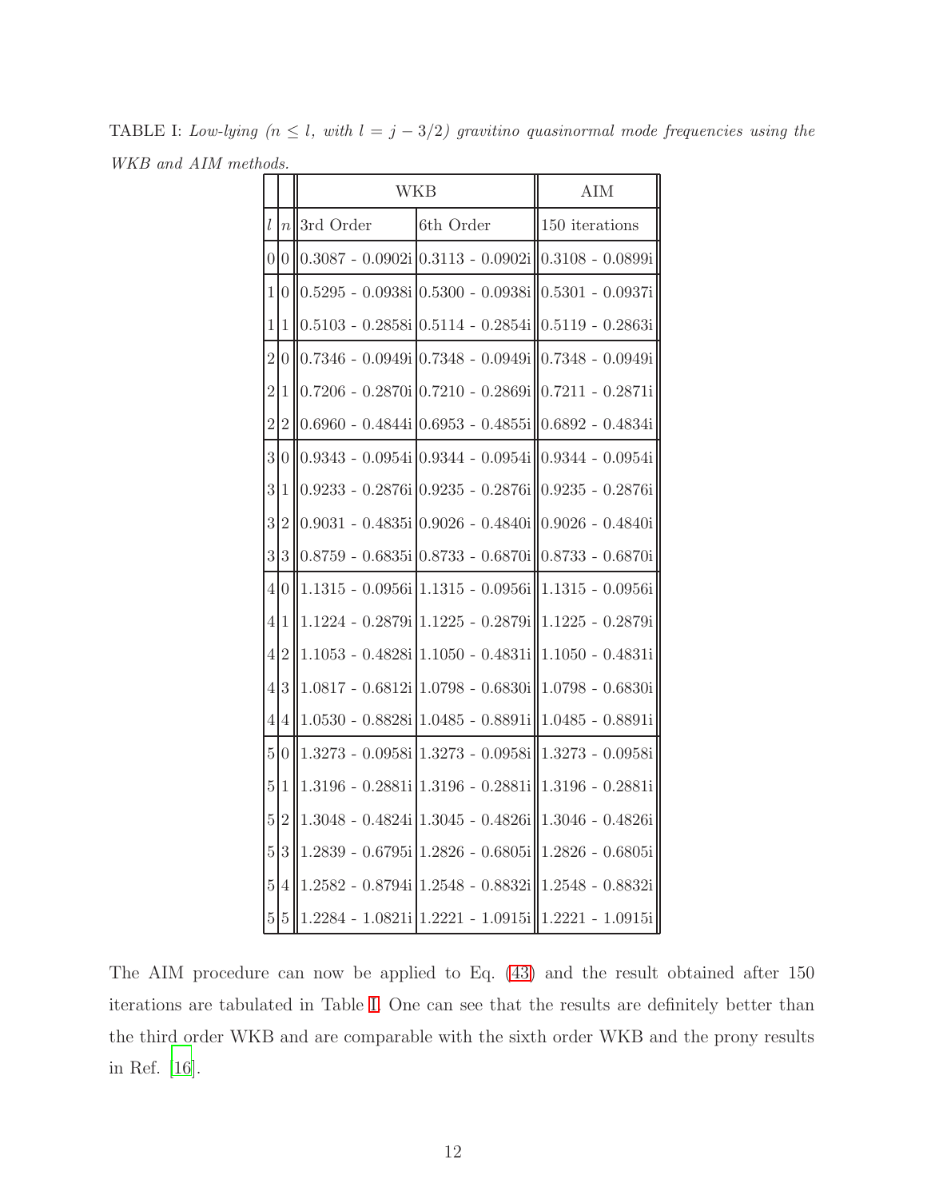TABLE I: *Low-lying ($n \leq l$, with $l = j - 3/2$) gravitino quasinormal mode frequencies using the WKB and AIM methods.*

| | | WKB | | AIM |
|---|---|---|---|---|
| $l$ | $n$ | 3rd Order | 6th Order | 150 iterations |
| 0 | 0 | 0.3087 - 0.0902i | 0.3113 - 0.0902i | 0.3108 - 0.0899i |
| 1 | 0 | 0.5295 - 0.0938i | 0.5300 - 0.0938i | 0.5301 - 0.0937i |
| 1 | 1 | 0.5103 - 0.2858i | 0.5114 - 0.2854i | 0.5119 - 0.2863i |
| 2 | 0 | 0.7346 - 0.0949i | 0.7348 - 0.0949i | 0.7348 - 0.0949i |
| 2 | 1 | 0.7206 - 0.2870i | 0.7210 - 0.2869i | 0.7211 - 0.2871i |
| 2 | 2 | 0.6960 - 0.4844i | 0.6953 - 0.4855i | 0.6892 - 0.4834i |
| 3 | 0 | 0.9343 - 0.0954i | 0.9344 - 0.0954i | 0.9344 - 0.0954i |
| 3 | 1 | 0.9233 - 0.2876i | 0.9235 - 0.2876i | 0.9235 - 0.2876i |
| 3 | 2 | 0.9031 - 0.4835i | 0.9026 - 0.4840i | 0.9026 - 0.4840i |
| 3 | 3 | 0.8759 - 0.6835i | 0.8733 - 0.6870i | 0.8733 - 0.6870i |
| 4 | 0 | 1.1315 - 0.0956i | 1.1315 - 0.0956i | 1.1315 - 0.0956i |
| 4 | 1 | 1.1224 - 0.2879i | 1.1225 - 0.2879i | 1.1225 - 0.2879i |
| 4 | 2 | 1.1053 - 0.4828i | 1.1050 - 0.4831i | 1.1050 - 0.4831i |
| 4 | 3 | 1.0817 - 0.6812i | 1.0798 - 0.6830i | 1.0798 - 0.6830i |
| 4 | 4 | 1.0530 - 0.8828i | 1.0485 - 0.8891i | 1.0485 - 0.8891i |
| 5 | 0 | 1.3273 - 0.0958i | 1.3273 - 0.0958i | 1.3273 - 0.0958i |
| 5 | 1 | 1.3196 - 0.2881i | 1.3196 - 0.2881i | 1.3196 - 0.2881i |
| 5 | 2 | 1.3048 - 0.4824i | 1.3045 - 0.4826i | 1.3046 - 0.4826i |
| 5 | 3 | 1.2839 - 0.6795i | 1.2826 - 0.6805i | 1.2826 - 0.6805i |
| 5 | 4 | 1.2582 - 0.8794i | 1.2548 - 0.8832i | 1.2548 - 0.8832i |
| 5 | 5 | 1.2284 - 1.0821i | 1.2221 - 1.0915i | 1.2221 - 1.0915i |

The AIM procedure can now be applied to Eq. (43) and the result obtained after 150 iterations are tabulated in Table I. One can see that the results are definitely better than the third order WKB and are comparable with the sixth order WKB and the prony results in Ref. [16].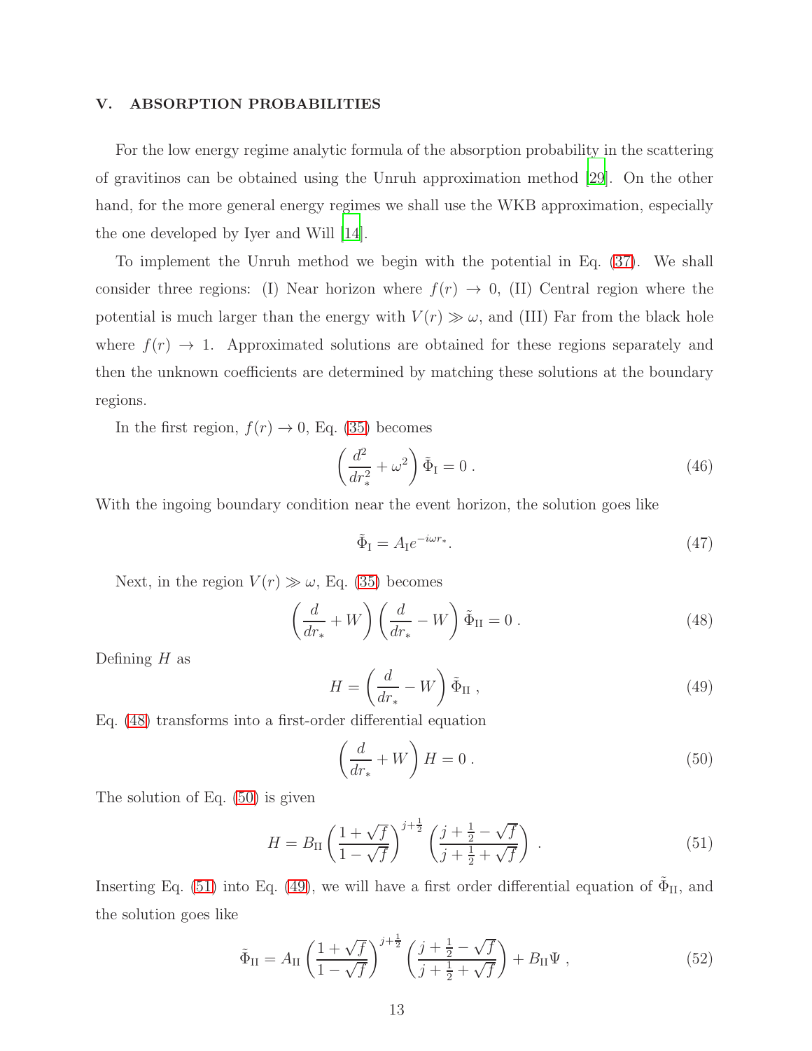## V. ABSORPTION PROBABILITIES

For the low energy regime analytic formula of the absorption probability in the scattering of gravitinos can be obtained using the Unruh approximation method [29]. On the other hand, for the more general energy regimes we shall use the WKB approximation, especially the one developed by Iyer and Will [14].

To implement the Unruh method we begin with the potential in Eq. (37). We shall consider three regions: (I) Near horizon where $f(r) \to 0$, (II) Central region where the potential is much larger than the energy with $V(r) \gg \omega$, and (III) Far from the black hole where $f(r) \to 1$. Approximated solutions are obtained for these regions separately and then the unknown coefficients are determined by matching these solutions at the boundary regions.

In the first region, $f(r) \to 0$, Eq. (35) becomes

$$\left(\frac{d^2}{dr_*^2} + \omega^2\right)\tilde{\Phi}_{\rm I} = 0 \, . \tag{46}$$

With the ingoing boundary condition near the event horizon, the solution goes like

$$\tilde{\Phi}_{\rm I} = A_{\rm I} e^{-i\omega r_*}. \tag{47}$$

Next, in the region $V(r) \gg \omega$, Eq. (35) becomes

$$\left(\frac{d}{dr_*} + W\right)\left(\frac{d}{dr_*} - W\right)\tilde{\Phi}_{\rm II} = 0 \, . \tag{48}$$

Defining $H$ as

$$H = \left(\frac{d}{dr_*} - W\right)\tilde{\Phi}_{\rm II} \, , \tag{49}$$

Eq. (48) transforms into a first-order differential equation

$$\left(\frac{d}{dr_*} + W\right) H = 0 \, . \tag{50}$$

The solution of Eq. (50) is given

$$H = B_{\rm II}\left(\frac{1+\sqrt{f}}{1-\sqrt{f}}\right)^{j+\frac{1}{2}}\left(\frac{j+\frac{1}{2}-\sqrt{f}}{j+\frac{1}{2}+\sqrt{f}}\right) \, . \tag{51}$$

Inserting Eq. (51) into Eq. (49), we will have a first order differential equation of $\tilde{\Phi}_{\rm II}$, and the solution goes like

$$\tilde{\Phi}_{\rm II} = A_{\rm II}\left(\frac{1+\sqrt{f}}{1-\sqrt{f}}\right)^{j+\frac{1}{2}}\left(\frac{j+\frac{1}{2}-\sqrt{f}}{j+\frac{1}{2}+\sqrt{f}}\right) + B_{\rm II}\Psi \, , \tag{52}$$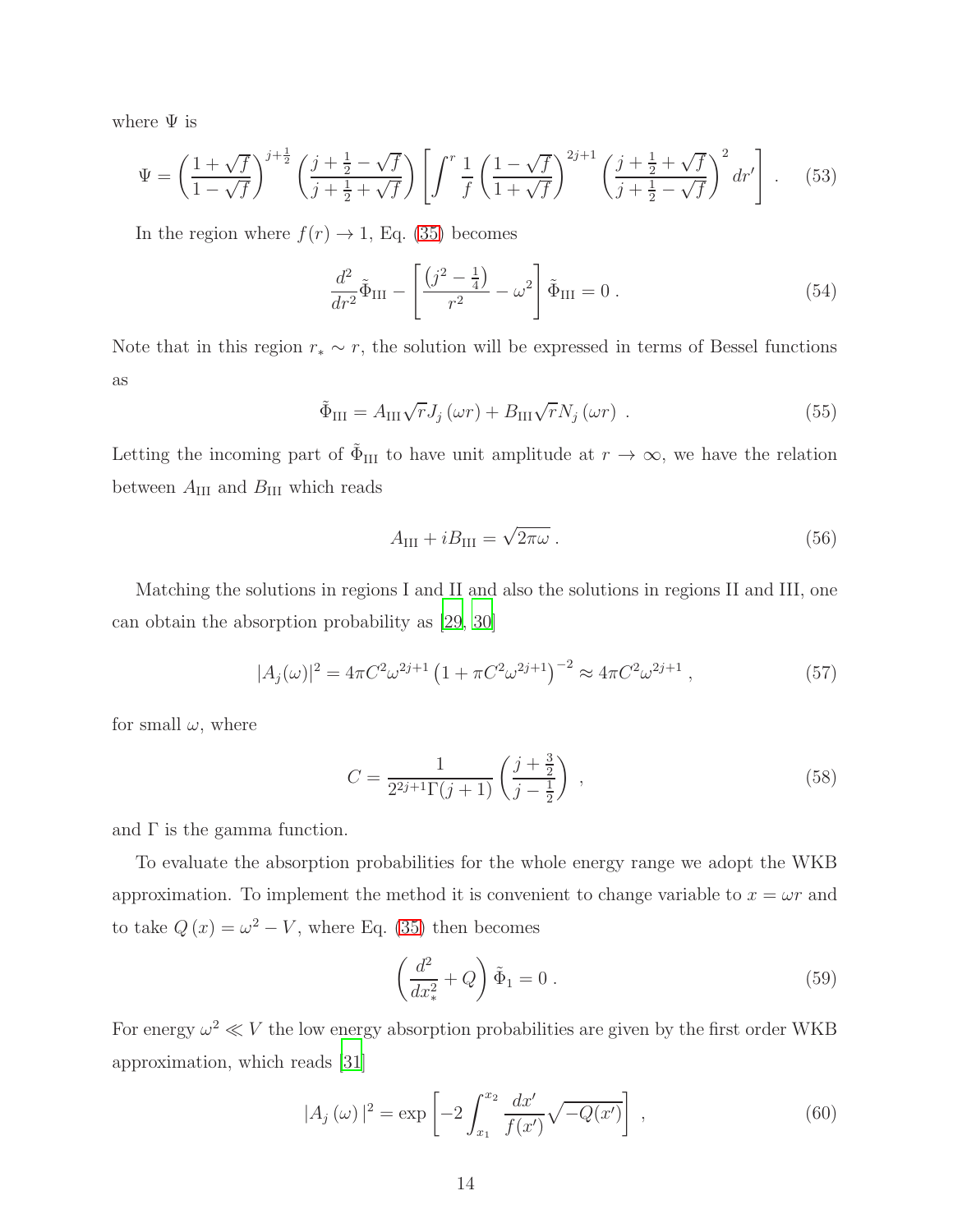where $\Psi$ is

$$\Psi = \left(\frac{1+\sqrt{f}}{1-\sqrt{f}}\right)^{j+\frac{1}{2}} \left(\frac{j+\frac{1}{2}-\sqrt{f}}{j+\frac{1}{2}+\sqrt{f}}\right) \left[\int^{r} \frac{1}{f}\left(\frac{1-\sqrt{f}}{1+\sqrt{f}}\right)^{2j+1} \left(\frac{j+\frac{1}{2}+\sqrt{f}}{j+\frac{1}{2}-\sqrt{f}}\right)^{2} dr'\right] . \tag{53}$$

In the region where $f(r) \to 1$, Eq. (35) becomes

$$\frac{d^2}{dr^2}\tilde{\Phi}_{\rm III} - \left[\frac{\left(j^2-\frac{1}{4}\right)}{r^2} - \omega^2\right]\tilde{\Phi}_{\rm III} = 0 \, . \tag{54}$$

Note that in this region $r_* \sim r$, the solution will be expressed in terms of Bessel functions as

$$\tilde{\Phi}_{\rm III} = A_{\rm III}\sqrt{r}J_j\left(\omega r\right) + B_{\rm III}\sqrt{r}N_j\left(\omega r\right) \, . \tag{55}$$

Letting the incoming part of $\tilde{\Phi}_{\rm III}$ to have unit amplitude at $r \to \infty$, we have the relation between $A_{\rm III}$ and $B_{\rm III}$ which reads

$$A_{\rm III} + iB_{\rm III} = \sqrt{2\pi\omega} \, . \tag{56}$$

Matching the solutions in regions I and II and also the solutions in regions II and III, one can obtain the absorption probability as [29, 30]

$$|A_j(\omega)|^2 = 4\pi C^2\omega^{2j+1}\left(1+\pi C^2\omega^{2j+1}\right)^{-2} \approx 4\pi C^2\omega^{2j+1} \, , \tag{57}$$

for small $\omega$, where

$$C = \frac{1}{2^{2j+1}\Gamma(j+1)}\left(\frac{j+\frac{3}{2}}{j-\frac{1}{2}}\right) \, , \tag{58}$$

and $\Gamma$ is the gamma function.

To evaluate the absorption probabilities for the whole energy range we adopt the WKB approximation. To implement the method it is convenient to change variable to $x = \omega r$ and to take $Q\left(x\right) = \omega^2 - V$, where Eq. (35) then becomes

$$\left(\frac{d^2}{dx_*^2} + Q\right)\tilde{\Phi}_1 = 0 \, . \tag{59}$$

For energy $\omega^2 \ll V$ the low energy absorption probabilities are given by the first order WKB approximation, which reads [31]

$$|A_j\left(\omega\right)|^2 = \exp\left[-2\int_{x_1}^{x_2}\frac{dx'}{f(x')}\sqrt{-Q(x')}\right] \, , \tag{60}$$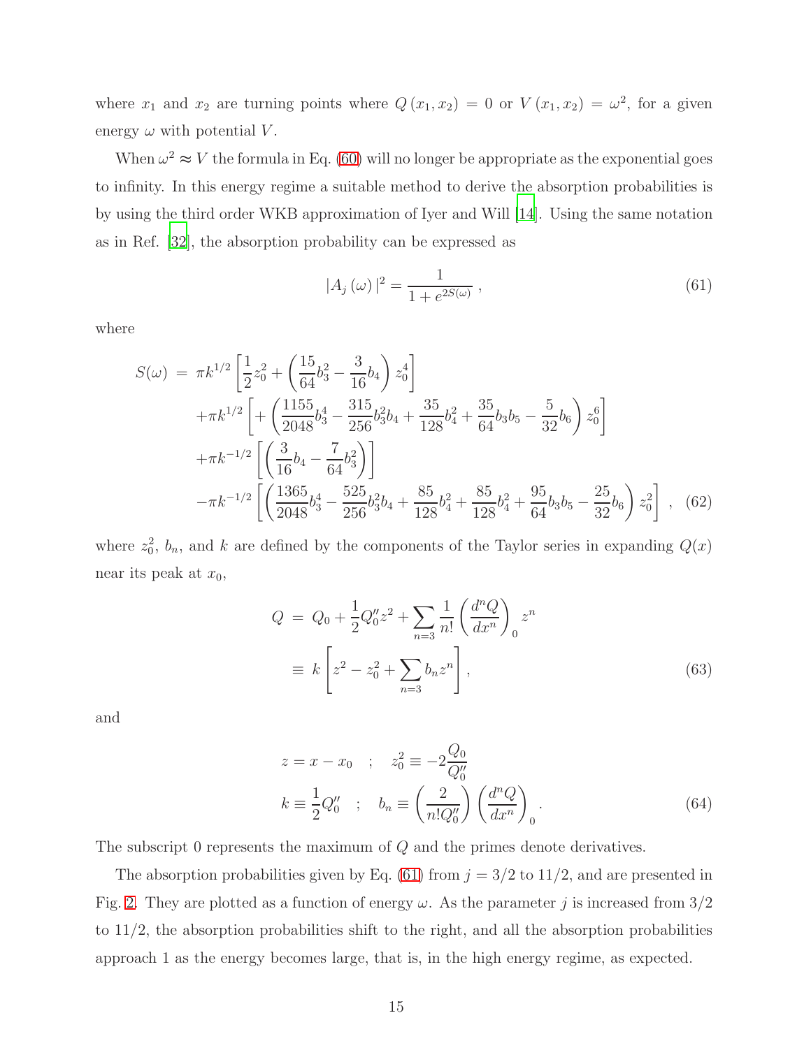where $x_1$ and $x_2$ are turning points where $Q(x_1, x_2) = 0$ or $V(x_1, x_2) = \omega^2$, for a given energy $\omega$ with potential $V$.

When $\omega^2 \approx V$ the formula in Eq. (60) will no longer be appropriate as the exponential goes to infinity. In this energy regime a suitable method to derive the absorption probabilities is by using the third order WKB approximation of Iyer and Will [14]. Using the same notation as in Ref. [32], the absorption probability can be expressed as

$$|A_j(\omega)|^2 = \frac{1}{1 + e^{2S(\omega)}} , \tag{61}$$

where

$$\begin{aligned}
S(\omega) \;=\; & \pi k^{1/2}\left[\frac{1}{2}z_0^2 + \left(\frac{15}{64}b_3^2 - \frac{3}{16}b_4\right)z_0^4\right] \\
& + \pi k^{1/2}\left[+\left(\frac{1155}{2048}b_3^4 - \frac{315}{256}b_3^2 b_4 + \frac{35}{128}b_4^2 + \frac{35}{64}b_3 b_5 - \frac{5}{32}b_6\right)z_0^6\right] \\
& + \pi k^{-1/2}\left[\left(\frac{3}{16}b_4 - \frac{7}{64}b_3^2\right)\right] \\
& - \pi k^{-1/2}\left[\left(\frac{1365}{2048}b_3^4 - \frac{525}{256}b_3^2 b_4 + \frac{85}{128}b_4^2 + \frac{85}{128}b_4^2 + \frac{95}{64}b_3 b_5 - \frac{25}{32}b_6\right)z_0^2\right] ,
\end{aligned} \tag{62}$$

where $z_0^2$, $b_n$, and $k$ are defined by the components of the Taylor series in expanding $Q(x)$ near its peak at $x_0$,

$$\begin{aligned}
Q \;&=\; Q_0 + \frac{1}{2}Q_0'' z^2 + \sum_{n=3}\frac{1}{n!}\left(\frac{d^n Q}{dx^n}\right)_0 z^n \\
&\equiv\; k\left[z^2 - z_0^2 + \sum_{n=3} b_n z^n\right] ,
\end{aligned} \tag{63}$$

and

$$\begin{aligned}
& z = x - x_0 \quad ; \quad z_0^2 \equiv -2\frac{Q_0}{Q_0''} \\
& k \equiv \frac{1}{2}Q_0'' \quad ; \quad b_n \equiv \left(\frac{2}{n! Q_0''}\right)\left(\frac{d^n Q}{dx^n}\right)_0 .
\end{aligned} \tag{64}$$

The subscript 0 represents the maximum of $Q$ and the primes denote derivatives.

The absorption probabilities given by Eq. (61) from $j = 3/2$ to $11/2$, and are presented in Fig. 2. They are plotted as a function of energy $\omega$. As the parameter $j$ is increased from $3/2$ to $11/2$, the absorption probabilities shift to the right, and all the absorption probabilities approach 1 as the energy becomes large, that is, in the high energy regime, as expected.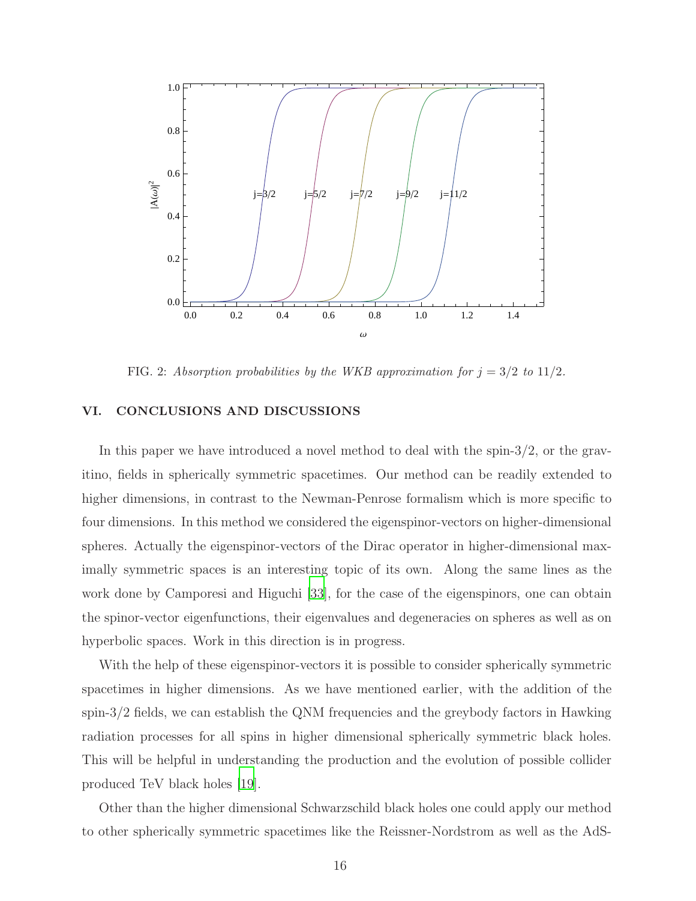FIG. 2: *Absorption probabilities by the WKB approximation for $j = 3/2$ to $11/2$.*

## VI. CONCLUSIONS AND DISCUSSIONS

In this paper we have introduced a novel method to deal with the spin-3/2, or the gravitino, fields in spherically symmetric spacetimes. Our method can be readily extended to higher dimensions, in contrast to the Newman-Penrose formalism which is more specific to four dimensions. In this method we considered the eigenspinor-vectors on higher-dimensional spheres. Actually the eigenspinor-vectors of the Dirac operator in higher-dimensional maximally symmetric spaces is an interesting topic of its own. Along the same lines as the work done by Camporesi and Higuchi [33], for the case of the eigenspinors, one can obtain the spinor-vector eigenfunctions, their eigenvalues and degeneracies on spheres as well as on hyperbolic spaces. Work in this direction is in progress.

With the help of these eigenspinor-vectors it is possible to consider spherically symmetric spacetimes in higher dimensions. As we have mentioned earlier, with the addition of the spin-3/2 fields, we can establish the QNM frequencies and the greybody factors in Hawking radiation processes for all spins in higher dimensional spherically symmetric black holes. This will be helpful in understanding the production and the evolution of possible collider produced TeV black holes [19].

Other than the higher dimensional Schwarzschild black holes one could apply our method to other spherically symmetric spacetimes like the Reissner-Nordstrom as well as the AdS-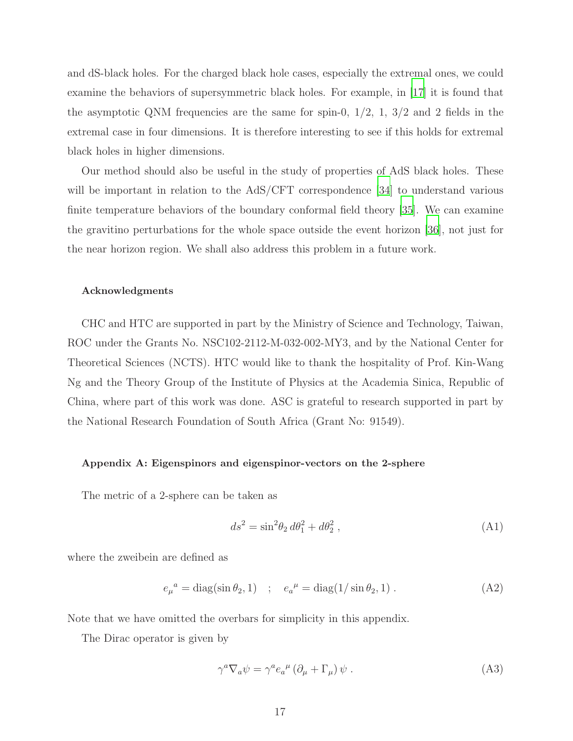and dS-black holes. For the charged black hole cases, especially the extremal ones, we could examine the behaviors of supersymmetric black holes. For example, in [17] it is found that the asymptotic QNM frequencies are the same for spin-0, 1/2, 1, 3/2 and 2 fields in the extremal case in four dimensions. It is therefore interesting to see if this holds for extremal black holes in higher dimensions.

Our method should also be useful in the study of properties of AdS black holes. These will be important in relation to the AdS/CFT correspondence [34] to understand various finite temperature behaviors of the boundary conformal field theory [35]. We can examine the gravitino perturbations for the whole space outside the event horizon [36], not just for the near horizon region. We shall also address this problem in a future work.

### Acknowledgments

CHC and HTC are supported in part by the Ministry of Science and Technology, Taiwan, ROC under the Grants No. NSC102-2112-M-032-002-MY3, and by the National Center for Theoretical Sciences (NCTS). HTC would like to thank the hospitality of Prof. Kin-Wang Ng and the Theory Group of the Institute of Physics at the Academia Sinica, Republic of China, where part of this work was done. ASC is grateful to research supported in part by the National Research Foundation of South Africa (Grant No: 91549).

### Appendix A: Eigenspinors and eigenspinor-vectors on the 2-sphere

The metric of a 2-sphere can be taken as

$$ds^2 = \sin^2\theta_2\, d\theta_1^2 + d\theta_2^2 \,, \tag{A1}$$

where the zweibein are defined as

$$e_\mu{}^a = \mathrm{diag}(\sin\theta_2, 1) \quad ; \quad e_a{}^\mu = \mathrm{diag}(1/\sin\theta_2, 1) \,. \tag{A2}$$

Note that we have omitted the overbars for simplicity in this appendix.

The Dirac operator is given by

$$\gamma^a \nabla_a \psi = \gamma^a e_a{}^\mu \left(\partial_\mu + \Gamma_\mu\right) \psi \,. \tag{A3}$$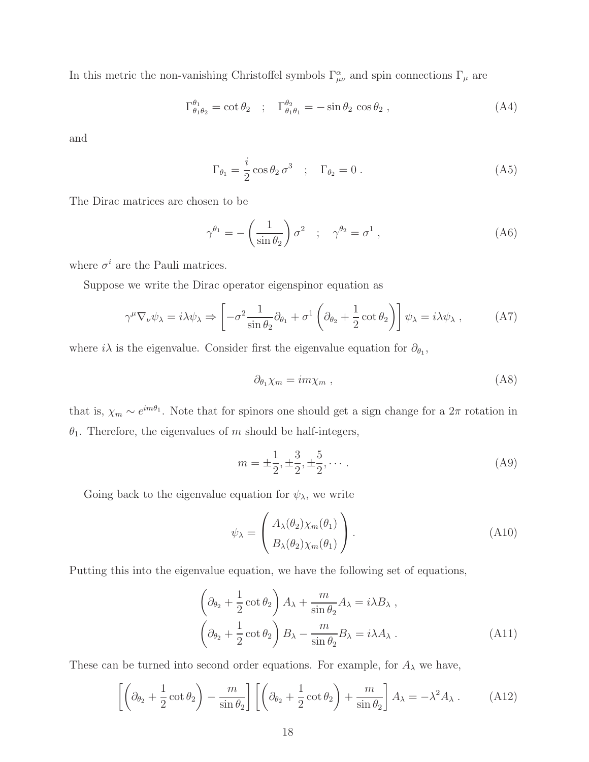In this metric the non-vanishing Christoffel symbols $\Gamma^{\alpha}_{\mu\nu}$ and spin connections $\Gamma_\mu$ are

$$\Gamma^{\theta_1}_{\theta_1\theta_2} = \cot\theta_2 \quad ; \quad \Gamma^{\theta_2}_{\theta_1\theta_1} = -\sin\theta_2\,\cos\theta_2\;, \tag{A4}$$

and

$$\Gamma_{\theta_1} = \frac{i}{2}\cos\theta_2\,\sigma^3 \quad ; \quad \Gamma_{\theta_2} = 0\;. \tag{A5}$$

The Dirac matrices are chosen to be

$$\gamma^{\theta_1} = -\left(\frac{1}{\sin\theta_2}\right)\sigma^2 \quad ; \quad \gamma^{\theta_2} = \sigma^1\;, \tag{A6}$$

where $\sigma^i$ are the Pauli matrices.

Suppose we write the Dirac operator eigenspinor equation as

$$\gamma^\mu \nabla_\nu \psi_\lambda = i\lambda\psi_\lambda \Rightarrow \left[-\sigma^2\frac{1}{\sin\theta_2}\partial_{\theta_1} + \sigma^1\left(\partial_{\theta_2} + \frac{1}{2}\cot\theta_2\right)\right]\psi_\lambda = i\lambda\psi_\lambda\;, \tag{A7}$$

where $i\lambda$ is the eigenvalue. Consider first the eigenvalue equation for $\partial_{\theta_1}$,

$$\partial_{\theta_1}\chi_m = im\chi_m\;, \tag{A8}$$

that is, $\chi_m \sim e^{im\theta_1}$. Note that for spinors one should get a sign change for a $2\pi$ rotation in $\theta_1$. Therefore, the eigenvalues of $m$ should be half-integers,

$$m = \pm\frac{1}{2}, \pm\frac{3}{2}, \pm\frac{5}{2}, \cdots\;. \tag{A9}$$

Going back to the eigenvalue equation for $\psi_\lambda$, we write

$$\psi_\lambda = \begin{pmatrix} A_\lambda(\theta_2)\chi_m(\theta_1) \\ B_\lambda(\theta_2)\chi_m(\theta_1) \end{pmatrix}. \tag{A10}$$

Putting this into the eigenvalue equation, we have the following set of equations,

$$\begin{aligned} \left(\partial_{\theta_2} + \frac{1}{2}\cot\theta_2\right)A_\lambda + \frac{m}{\sin\theta_2}A_\lambda &= i\lambda B_\lambda\;, \\ \left(\partial_{\theta_2} + \frac{1}{2}\cot\theta_2\right)B_\lambda - \frac{m}{\sin\theta_2}B_\lambda &= i\lambda A_\lambda\;. \end{aligned} \tag{A11}$$

These can be turned into second order equations. For example, for $A_\lambda$ we have,

$$\left[\left(\partial_{\theta_2} + \frac{1}{2}\cot\theta_2\right) - \frac{m}{\sin\theta_2}\right]\left[\left(\partial_{\theta_2} + \frac{1}{2}\cot\theta_2\right) + \frac{m}{\sin\theta_2}\right]A_\lambda = -\lambda^2 A_\lambda\;. \tag{A12}$$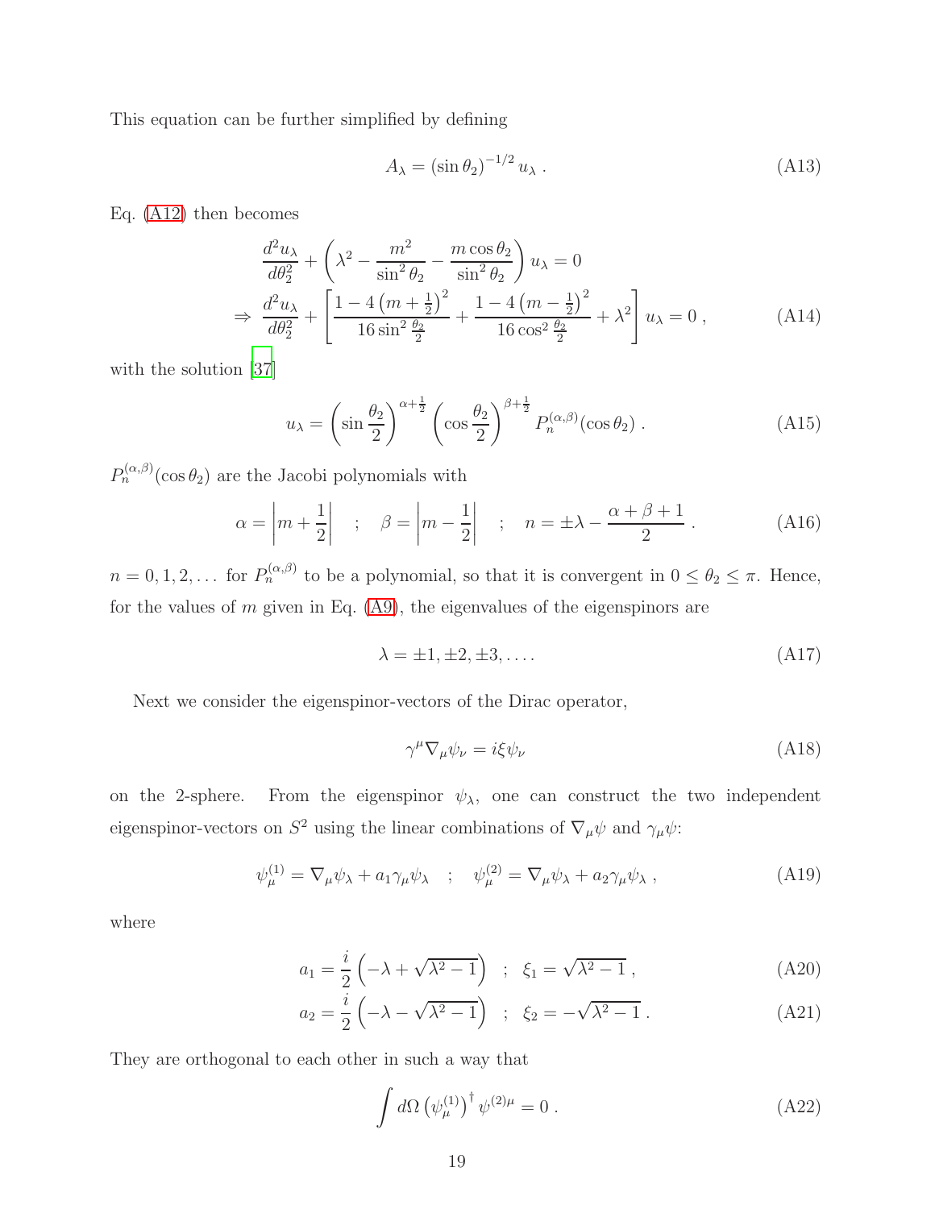This equation can be further simplified by defining

$$A_\lambda = (\sin\theta_2)^{-1/2}\, u_\lambda \; . \tag{A13}$$

Eq. (A12) then becomes

$$\begin{aligned}
&\frac{d^2 u_\lambda}{d\theta_2^2} + \left(\lambda^2 - \frac{m^2}{\sin^2\theta_2} - \frac{m\cos\theta_2}{\sin^2\theta_2}\right) u_\lambda = 0 \\
\Rightarrow\; &\frac{d^2 u_\lambda}{d\theta_2^2} + \left[\frac{1-4\left(m+\frac{1}{2}\right)^2}{16\sin^2\frac{\theta_2}{2}} + \frac{1-4\left(m-\frac{1}{2}\right)^2}{16\cos^2\frac{\theta_2}{2}} + \lambda^2\right] u_\lambda = 0 \; ,
\end{aligned} \tag{A14}$$

with the solution [37]

$$u_\lambda = \left(\sin\frac{\theta_2}{2}\right)^{\alpha+\frac{1}{2}} \left(\cos\frac{\theta_2}{2}\right)^{\beta+\frac{1}{2}} P_n^{(\alpha,\beta)}(\cos\theta_2) \; . \tag{A15}$$

$P_n^{(\alpha,\beta)}(\cos\theta_2)$ are the Jacobi polynomials with

$$\alpha = \left|m+\frac{1}{2}\right| \quad ; \quad \beta = \left|m-\frac{1}{2}\right| \quad ; \quad n = \pm\lambda - \frac{\alpha+\beta+1}{2} \; . \tag{A16}$$

$n = 0, 1, 2, \ldots$ for $P_n^{(\alpha,\beta)}$ to be a polynomial, so that it is convergent in $0 \le \theta_2 \le \pi$. Hence, for the values of $m$ given in Eq. (A9), the eigenvalues of the eigenspinors are

$$\lambda = \pm 1, \pm 2, \pm 3, \ldots . \tag{A17}$$

Next we consider the eigenspinor-vectors of the Dirac operator,

$$\gamma^\mu \nabla_\mu \psi_\nu = i\xi\psi_\nu \tag{A18}$$

on the 2-sphere. From the eigenspinor $\psi_\lambda$, one can construct the two independent eigenspinor-vectors on $S^2$ using the linear combinations of $\nabla_\mu\psi$ and $\gamma_\mu\psi$:

$$\psi_\mu^{(1)} = \nabla_\mu\psi_\lambda + a_1\gamma_\mu\psi_\lambda \quad ; \quad \psi_\mu^{(2)} = \nabla_\mu\psi_\lambda + a_2\gamma_\mu\psi_\lambda \; , \tag{A19}$$

where

$$a_1 = \frac{i}{2}\left(-\lambda + \sqrt{\lambda^2-1}\right) \quad ; \quad \xi_1 = \sqrt{\lambda^2-1} \; , \tag{A20}$$

$$a_2 = \frac{i}{2}\left(-\lambda - \sqrt{\lambda^2-1}\right) \quad ; \quad \xi_2 = -\sqrt{\lambda^2-1} \; . \tag{A21}$$

They are orthogonal to each other in such a way that

$$\int d\Omega \left(\psi_\mu^{(1)}\right)^\dagger \psi^{(2)\mu} = 0 \; . \tag{A22}$$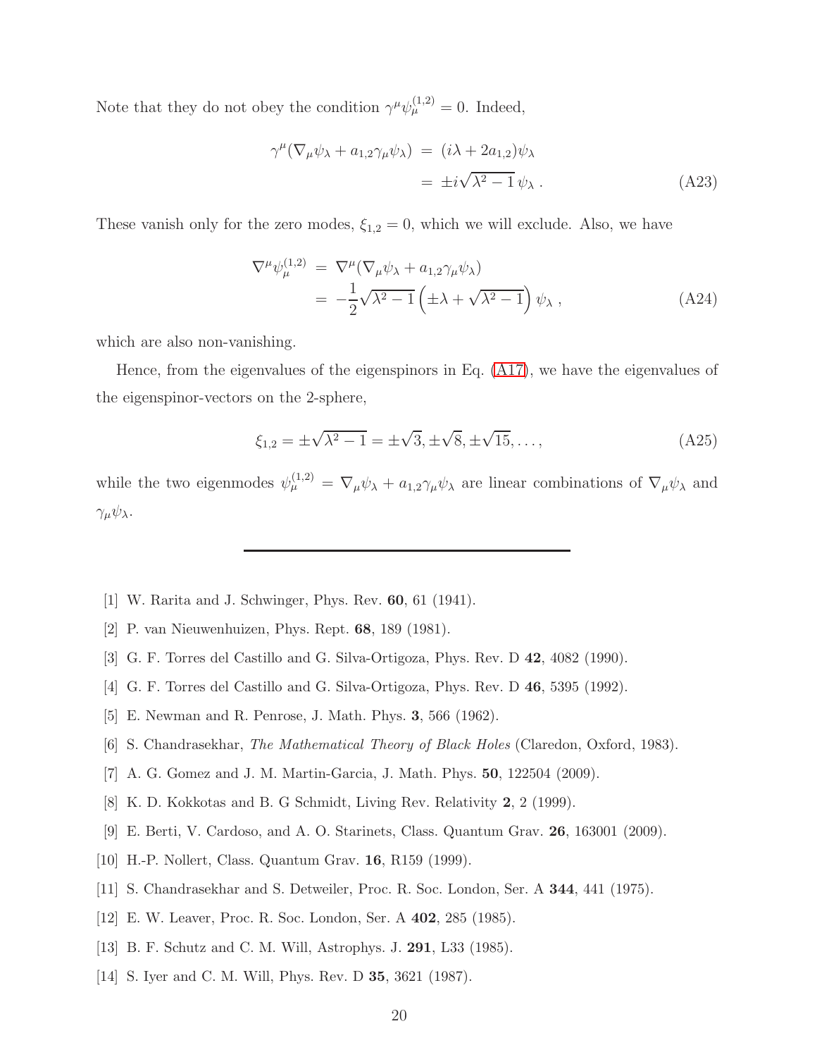Note that they do not obey the condition $\gamma^\mu \psi_\mu^{(1,2)} = 0$. Indeed,

$$
\begin{aligned}
\gamma^\mu(\nabla_\mu \psi_\lambda + a_{1,2}\gamma_\mu \psi_\lambda) &= (i\lambda + 2a_{1,2})\psi_\lambda \\
&= \pm i\sqrt{\lambda^2 - 1}\,\psi_\lambda \,. 
\end{aligned}
\tag{A23}
$$

These vanish only for the zero modes, $\xi_{1,2} = 0$, which we will exclude. Also, we have

$$
\begin{aligned}
\nabla^\mu \psi_\mu^{(1,2)} &= \nabla^\mu(\nabla_\mu \psi_\lambda + a_{1,2}\gamma_\mu \psi_\lambda) \\
&= -\frac{1}{2}\sqrt{\lambda^2 - 1}\left(\pm\lambda + \sqrt{\lambda^2 - 1}\right)\psi_\lambda \,,
\end{aligned}
\tag{A24}
$$

which are also non-vanishing.

Hence, from the eigenvalues of the eigenspinors in Eq. (A17), we have the eigenvalues of the eigenspinor-vectors on the 2-sphere,

$$
\xi_{1,2} = \pm\sqrt{\lambda^2 - 1} = \pm\sqrt{3}, \pm\sqrt{8}, \pm\sqrt{15}, \ldots, \tag{A25}
$$

while the two eigenmodes $\psi_\mu^{(1,2)} = \nabla_\mu \psi_\lambda + a_{1,2}\gamma_\mu \psi_\lambda$ are linear combinations of $\nabla_\mu \psi_\lambda$ and $\gamma_\mu \psi_\lambda$.

---

[1] W. Rarita and J. Schwinger, Phys. Rev. **60**, 61 (1941).

[2] P. van Nieuwenhuizen, Phys. Rept. **68**, 189 (1981).

[3] G. F. Torres del Castillo and G. Silva-Ortigoza, Phys. Rev. D **42**, 4082 (1990).

[4] G. F. Torres del Castillo and G. Silva-Ortigoza, Phys. Rev. D **46**, 5395 (1992).

[5] E. Newman and R. Penrose, J. Math. Phys. **3**, 566 (1962).

[6] S. Chandrasekhar, *The Mathematical Theory of Black Holes* (Claredon, Oxford, 1983).

[7] A. G. Gomez and J. M. Martin-Garcia, J. Math. Phys. **50**, 122504 (2009).

[8] K. D. Kokkotas and B. G Schmidt, Living Rev. Relativity **2**, 2 (1999).

[9] E. Berti, V. Cardoso, and A. O. Starinets, Class. Quantum Grav. **26**, 163001 (2009).

[10] H.-P. Nollert, Class. Quantum Grav. **16**, R159 (1999).

[11] S. Chandrasekhar and S. Detweiler, Proc. R. Soc. London, Ser. A **344**, 441 (1975).

[12] E. W. Leaver, Proc. R. Soc. London, Ser. A **402**, 285 (1985).

[13] B. F. Schutz and C. M. Will, Astrophys. J. **291**, L33 (1985).

[14] S. Iyer and C. M. Will, Phys. Rev. D **35**, 3621 (1987).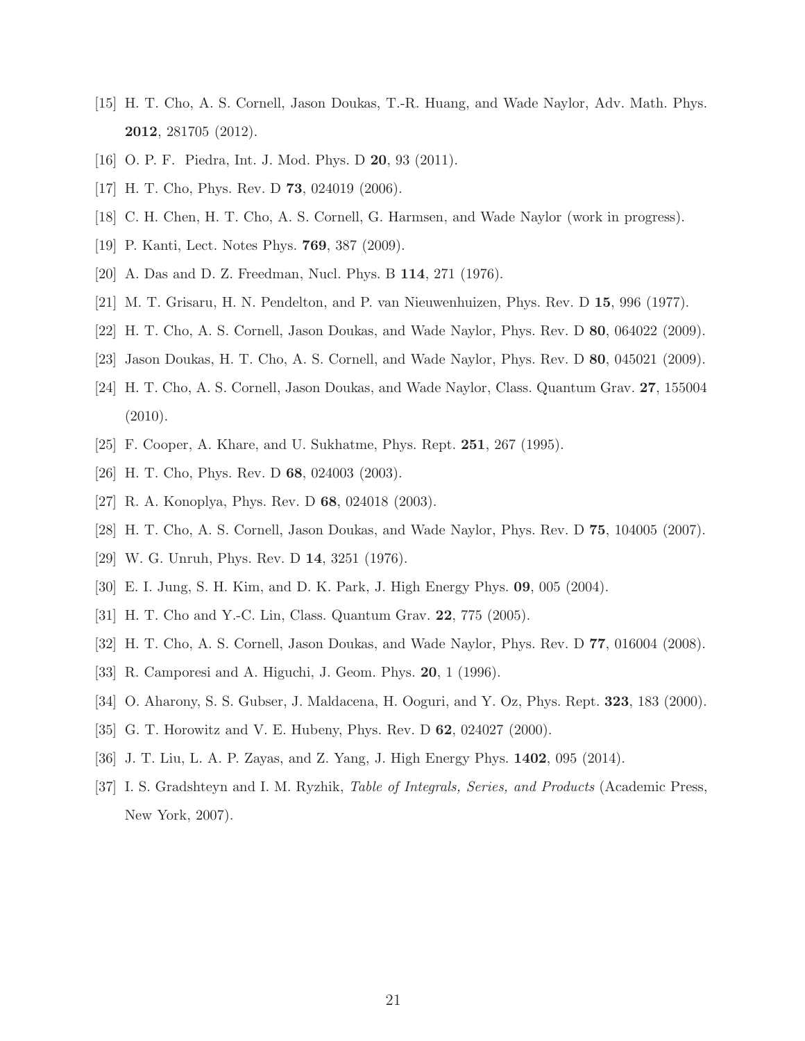[15] H. T. Cho, A. S. Cornell, Jason Doukas, T.-R. Huang, and Wade Naylor, Adv. Math. Phys. **2012**, 281705 (2012).

[16] O. P. F. Piedra, Int. J. Mod. Phys. D **20**, 93 (2011).

[17] H. T. Cho, Phys. Rev. D **73**, 024019 (2006).

[18] C. H. Chen, H. T. Cho, A. S. Cornell, G. Harmsen, and Wade Naylor (work in progress).

[19] P. Kanti, Lect. Notes Phys. **769**, 387 (2009).

[20] A. Das and D. Z. Freedman, Nucl. Phys. B **114**, 271 (1976).

[21] M. T. Grisaru, H. N. Pendelton, and P. van Nieuwenhuizen, Phys. Rev. D **15**, 996 (1977).

[22] H. T. Cho, A. S. Cornell, Jason Doukas, and Wade Naylor, Phys. Rev. D **80**, 064022 (2009).

[23] Jason Doukas, H. T. Cho, A. S. Cornell, and Wade Naylor, Phys. Rev. D **80**, 045021 (2009).

[24] H. T. Cho, A. S. Cornell, Jason Doukas, and Wade Naylor, Class. Quantum Grav. **27**, 155004 (2010).

[25] F. Cooper, A. Khare, and U. Sukhatme, Phys. Rept. **251**, 267 (1995).

[26] H. T. Cho, Phys. Rev. D **68**, 024003 (2003).

[27] R. A. Konoplya, Phys. Rev. D **68**, 024018 (2003).

[28] H. T. Cho, A. S. Cornell, Jason Doukas, and Wade Naylor, Phys. Rev. D **75**, 104005 (2007).

[29] W. G. Unruh, Phys. Rev. D **14**, 3251 (1976).

[30] E. I. Jung, S. H. Kim, and D. K. Park, J. High Energy Phys. **09**, 005 (2004).

[31] H. T. Cho and Y.-C. Lin, Class. Quantum Grav. **22**, 775 (2005).

[32] H. T. Cho, A. S. Cornell, Jason Doukas, and Wade Naylor, Phys. Rev. D **77**, 016004 (2008).

[33] R. Camporesi and A. Higuchi, J. Geom. Phys. **20**, 1 (1996).

[34] O. Aharony, S. S. Gubser, J. Maldacena, H. Ooguri, and Y. Oz, Phys. Rept. **323**, 183 (2000).

[35] G. T. Horowitz and V. E. Hubeny, Phys. Rev. D **62**, 024027 (2000).

[36] J. T. Liu, L. A. P. Zayas, and Z. Yang, J. High Energy Phys. **1402**, 095 (2014).

[37] I. S. Gradshteyn and I. M. Ryzhik, *Table of Integrals, Series, and Products* (Academic Press, New York, 2007).